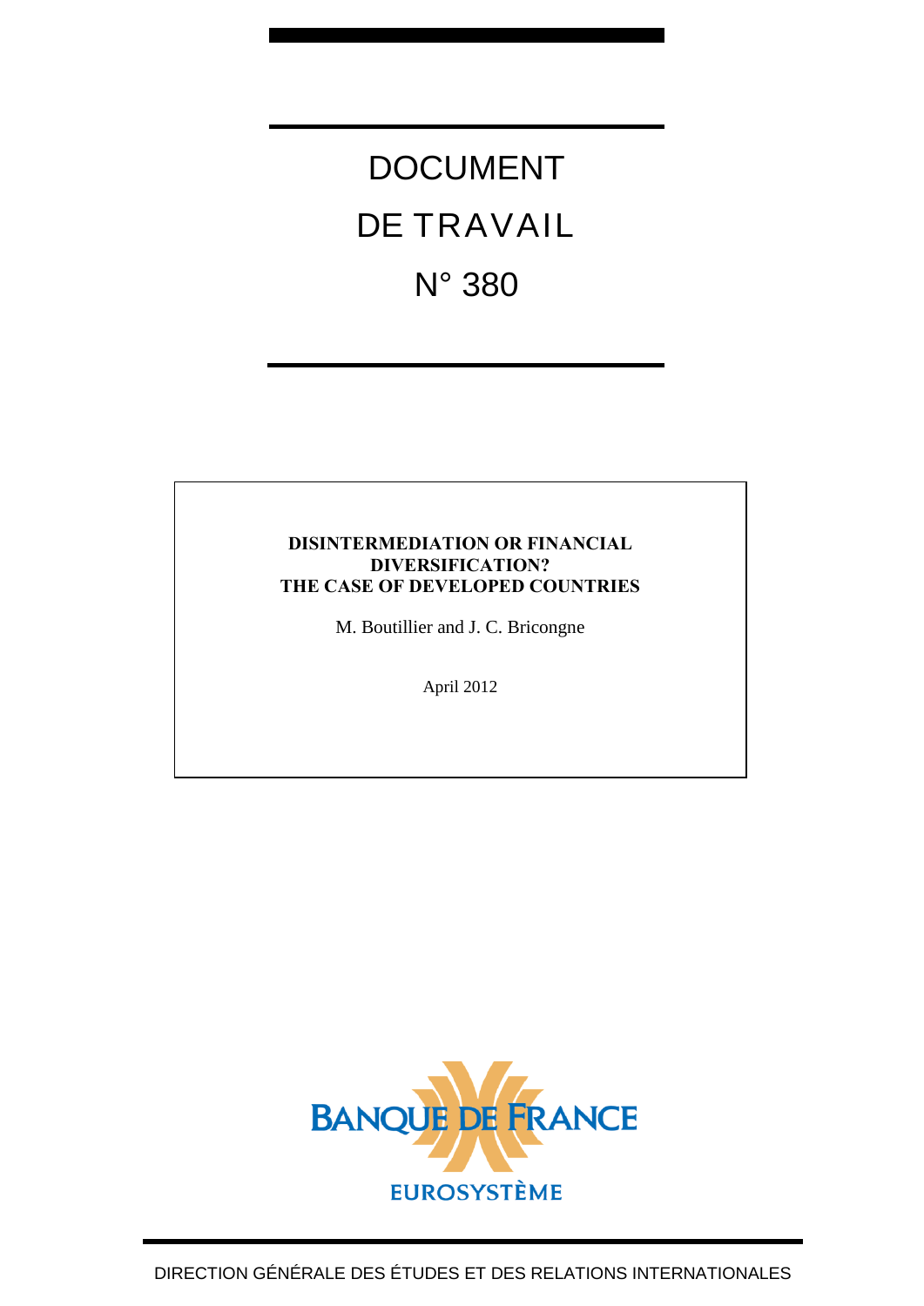# DOCUMENT

# DE TRAVAIL

# N° 380

**DISINTERMEDIATION OR FINANCIAL DIVERSIFICATION? THE CASE OF DEVELOPED COUNTRIES**

M. Boutillier and J. C. Bricongne

April 2012

BANQUE DE FRANCE

EUROSYSTÈME

DIRECTION GÉNÉRALE DES ÉTUDES ET DES RELATIONS INTERNATIONALES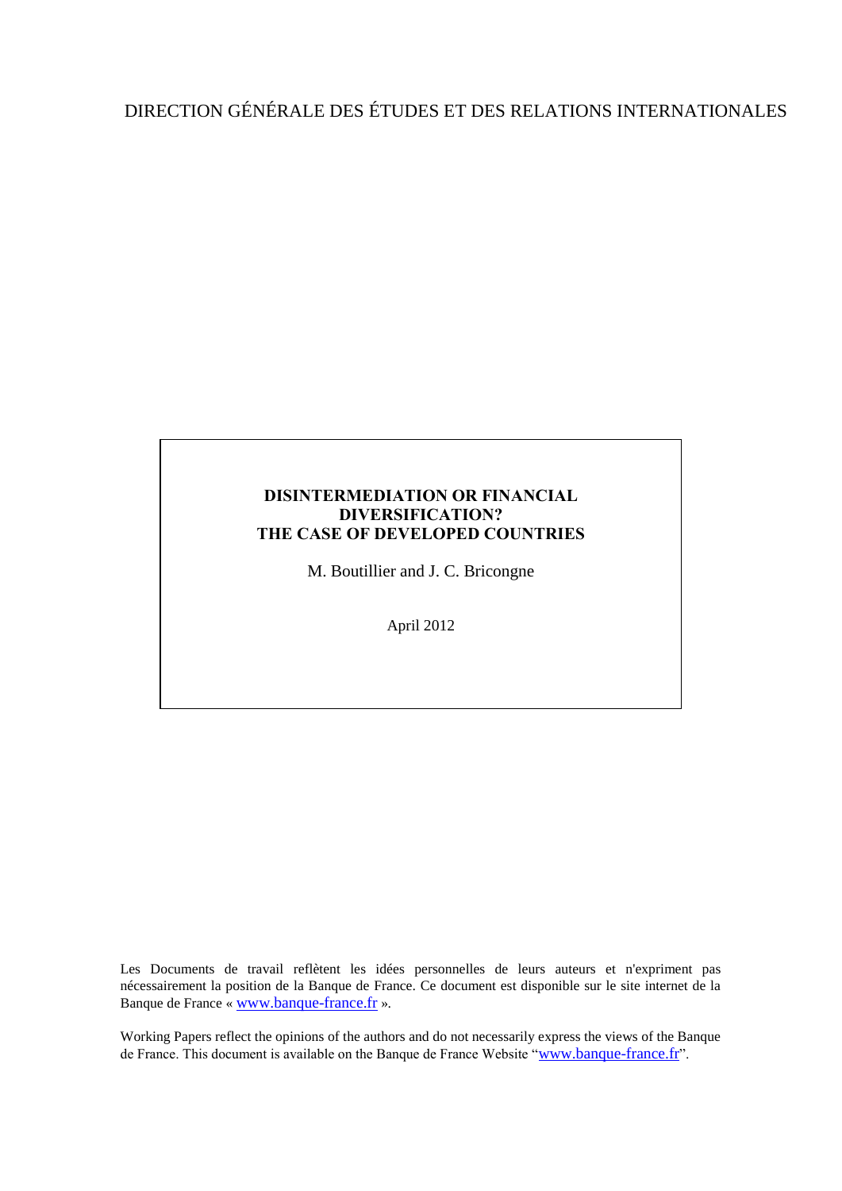DIRECTION GÉNÉRALE DES ÉTUDES ET DES RELATIONS INTERNATIONALES

**DISINTERMEDIATION OR FINANCIAL DIVERSIFICATION?**
**THE CASE OF DEVELOPED COUNTRIES**

M. Boutillier and J. C. Bricongne

April 2012

Les Documents de travail reflètent les idées personnelles de leurs auteurs et n'expriment pas nécessairement la position de la Banque de France. Ce document est disponible sur le site internet de la Banque de France « www.banque-france.fr ».

Working Papers reflect the opinions of the authors and do not necessarily express the views of the Banque de France. This document is available on the Banque de France Website "www.banque-france.fr".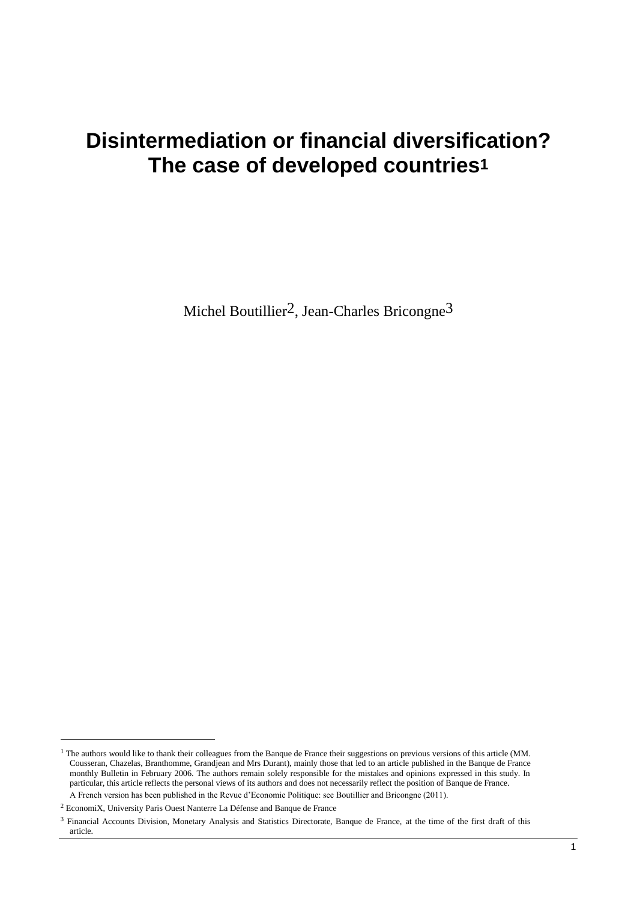# Disintermediation or financial diversification? The case of developed countries[1]

Michel Boutillier[2], Jean-Charles Bricongne[3]

---

[1] The authors would like to thank their colleagues from the Banque de France their suggestions on previous versions of this article (MM. Cousseran, Chazelas, Branthomme, Grandjean and Mrs Durant), mainly those that led to an article published in the Banque de France monthly Bulletin in February 2006. The authors remain solely responsible for the mistakes and opinions expressed in this study. In particular, this article reflects the personal views of its authors and does not necessarily reflect the position of Banque de France.

A French version has been published in the Revue d'Economie Politique: see Boutillier and Bricongne (2011).

[2] EconomiX, University Paris Ouest Nanterre La Défense and Banque de France

[3] Financial Accounts Division, Monetary Analysis and Statistics Directorate, Banque de France, at the time of the first draft of this article.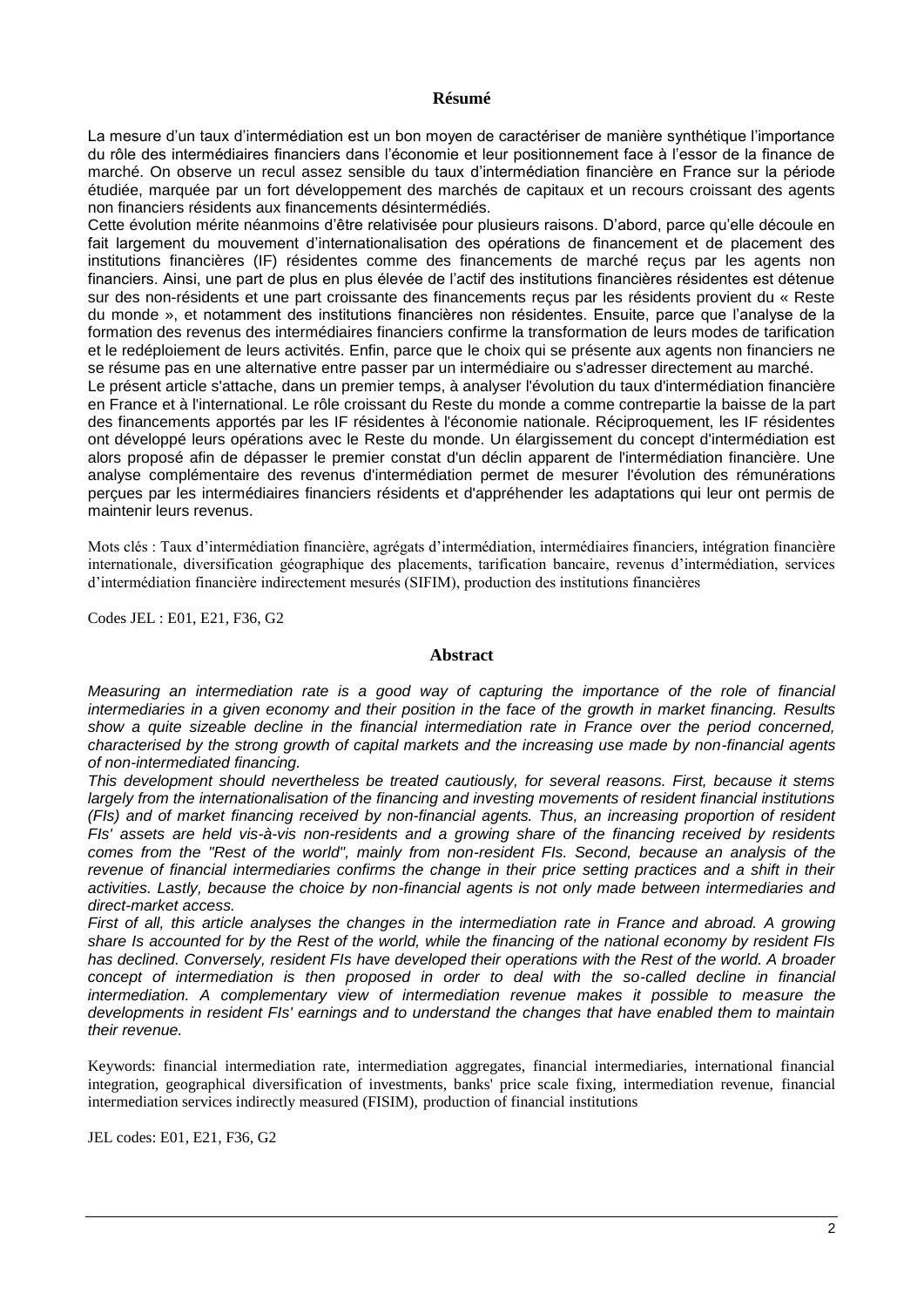## Résumé

La mesure d'un taux d'intermédiation est un bon moyen de caractériser de manière synthétique l'importance du rôle des intermédiaires financiers dans l'économie et leur positionnement face à l'essor de la finance de marché. On observe un recul assez sensible du taux d'intermédiation financière en France sur la période étudiée, marquée par un fort développement des marchés de capitaux et un recours croissant des agents non financiers résidents aux financements désintermédiés.

Cette évolution mérite néanmoins d'être relativisée pour plusieurs raisons. D'abord, parce qu'elle découle en fait largement du mouvement d'internationalisation des opérations de financement et de placement des institutions financières (IF) résidentes comme des financements de marché reçus par les agents non financiers. Ainsi, une part de plus en plus élevée de l'actif des institutions financières résidentes est détenue sur des non-résidents et une part croissante des financements reçus par les résidents provient du « Reste du monde », et notamment des institutions financières non résidentes. Ensuite, parce que l'analyse de la formation des revenus des intermédiaires financiers confirme la transformation de leurs modes de tarification et le redéploiement de leurs activités. Enfin, parce que le choix qui se présente aux agents non financiers ne se résume pas en une alternative entre passer par un intermédiaire ou s'adresser directement au marché.

Le présent article s'attache, dans un premier temps, à analyser l'évolution du taux d'intermédiation financière en France et à l'international. Le rôle croissant du Reste du monde a comme contrepartie la baisse de la part des financements apportés par les IF résidentes à l'économie nationale. Réciproquement, les IF résidentes ont développé leurs opérations avec le Reste du monde. Un élargissement du concept d'intermédiation est alors proposé afin de dépasser le premier constat d'un déclin apparent de l'intermédiation financière. Une analyse complémentaire des revenus d'intermédiation permet de mesurer l'évolution des rémunérations perçues par les intermédiaires financiers résidents et d'appréhender les adaptations qui leur ont permis de maintenir leurs revenus.

Mots clés : Taux d'intermédiation financière, agrégats d'intermédiation, intermédiaires financiers, intégration financière internationale, diversification géographique des placements, tarification bancaire, revenus d'intermédiation, services d'intermédiation financière indirectement mesurés (SIFIM), production des institutions financières

Codes JEL : E01, E21, F36, G2

## Abstract

*Measuring an intermediation rate is a good way of capturing the importance of the role of financial intermediaries in a given economy and their position in the face of the growth in market financing. Results show a quite sizeable decline in the financial intermediation rate in France over the period concerned, characterised by the strong growth of capital markets and the increasing use made by non-financial agents of non-intermediated financing.*

*This development should nevertheless be treated cautiously, for several reasons. First, because it stems largely from the internationalisation of the financing and investing movements of resident financial institutions (FIs) and of market financing received by non-financial agents. Thus, an increasing proportion of resident FIs' assets are held vis-à-vis non-residents and a growing share of the financing received by residents comes from the "Rest of the world", mainly from non-resident FIs. Second, because an analysis of the revenue of financial intermediaries confirms the change in their price setting practices and a shift in their activities. Lastly, because the choice by non-financial agents is not only made between intermediaries and direct-market access.*

*First of all, this article analyses the changes in the intermediation rate in France and abroad. A growing share Is accounted for by the Rest of the world, while the financing of the national economy by resident FIs has declined. Conversely, resident FIs have developed their operations with the Rest of the world. A broader concept of intermediation is then proposed in order to deal with the so-called decline in financial intermediation. A complementary view of intermediation revenue makes it possible to measure the developments in resident FIs' earnings and to understand the changes that have enabled them to maintain their revenue.*

Keywords: financial intermediation rate, intermediation aggregates, financial intermediaries, international financial integration, geographical diversification of investments, banks' price scale fixing, intermediation revenue, financial intermediation services indirectly measured (FISIM), production of financial institutions

JEL codes: E01, E21, F36, G2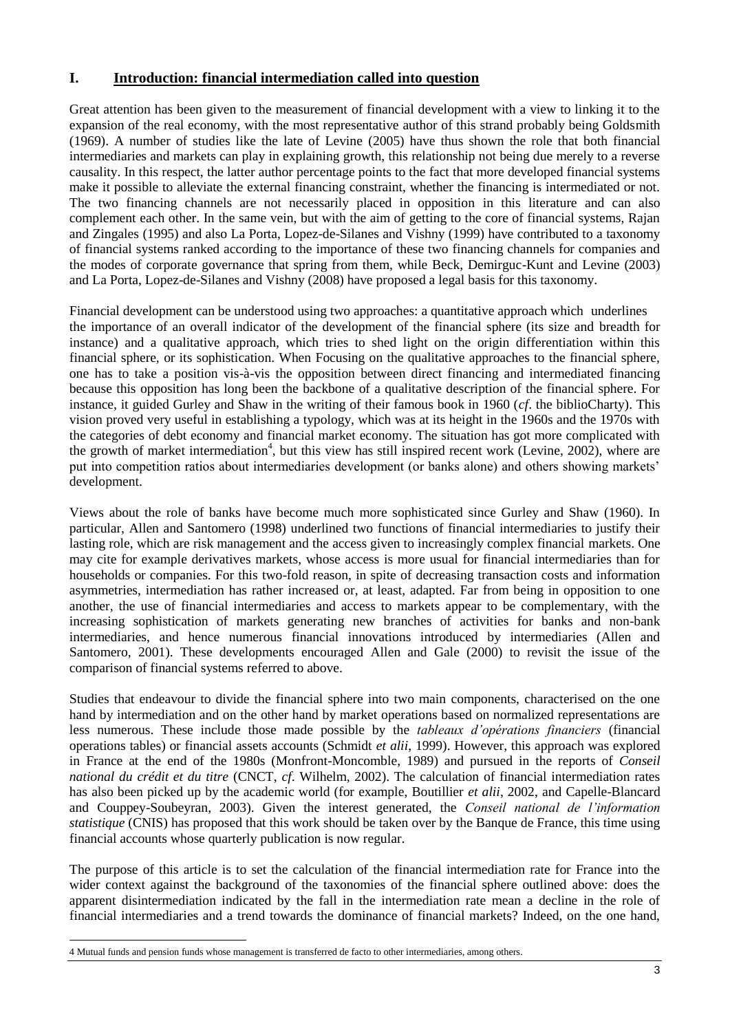## I. Introduction: financial intermediation called into question

Great attention has been given to the measurement of financial development with a view to linking it to the expansion of the real economy, with the most representative author of this strand probably being Goldsmith (1969). A number of studies like the late of Levine (2005) have thus shown the role that both financial intermediaries and markets can play in explaining growth, this relationship not being due merely to a reverse causality. In this respect, the latter author percentage points to the fact that more developed financial systems make it possible to alleviate the external financing constraint, whether the financing is intermediated or not. The two financing channels are not necessarily placed in opposition in this literature and can also complement each other. In the same vein, but with the aim of getting to the core of financial systems, Rajan and Zingales (1995) and also La Porta, Lopez-de-Silanes and Vishny (1999) have contributed to a taxonomy of financial systems ranked according to the importance of these two financing channels for companies and the modes of corporate governance that spring from them, while Beck, Demirguc-Kunt and Levine (2003) and La Porta, Lopez-de-Silanes and Vishny (2008) have proposed a legal basis for this taxonomy.

Financial development can be understood using two approaches: a quantitative approach which underlines the importance of an overall indicator of the development of the financial sphere (its size and breadth for instance) and a qualitative approach, which tries to shed light on the origin differentiation within this financial sphere, or its sophistication. When Focusing on the qualitative approaches to the financial sphere, one has to take a position vis-à-vis the opposition between direct financing and intermediated financing because this opposition has long been the backbone of a qualitative description of the financial sphere. For instance, it guided Gurley and Shaw in the writing of their famous book in 1960 (*cf*. the biblioCharty). This vision proved very useful in establishing a typology, which was at its height in the 1960s and the 1970s with the categories of debt economy and financial market economy. The situation has got more complicated with the growth of market intermediation[4], but this view has still inspired recent work (Levine, 2002), where are put into competition ratios about intermediaries development (or banks alone) and others showing markets' development.

Views about the role of banks have become much more sophisticated since Gurley and Shaw (1960). In particular, Allen and Santomero (1998) underlined two functions of financial intermediaries to justify their lasting role, which are risk management and the access given to increasingly complex financial markets. One may cite for example derivatives markets, whose access is more usual for financial intermediaries than for households or companies. For this two-fold reason, in spite of decreasing transaction costs and information asymmetries, intermediation has rather increased or, at least, adapted. Far from being in opposition to one another, the use of financial intermediaries and access to markets appear to be complementary, with the increasing sophistication of markets generating new branches of activities for banks and non-bank intermediaries, and hence numerous financial innovations introduced by intermediaries (Allen and Santomero, 2001). These developments encouraged Allen and Gale (2000) to revisit the issue of the comparison of financial systems referred to above.

Studies that endeavour to divide the financial sphere into two main components, characterised on the one hand by intermediation and on the other hand by market operations based on normalized representations are less numerous. These include those made possible by the *tableaux d'opérations financiers* (financial operations tables) or financial assets accounts (Schmidt *et alii*, 1999). However, this approach was explored in France at the end of the 1980s (Monfront-Moncomble, 1989) and pursued in the reports of *Conseil national du crédit et du titre* (CNCT, *cf.* Wilhelm, 2002). The calculation of financial intermediation rates has also been picked up by the academic world (for example, Boutillier *et alii*, 2002, and Capelle-Blancard and Couppey-Soubeyran, 2003). Given the interest generated, the *Conseil national de l'information statistique* (CNIS) has proposed that this work should be taken over by the Banque de France, this time using financial accounts whose quarterly publication is now regular.

The purpose of this article is to set the calculation of the financial intermediation rate for France into the wider context against the background of the taxonomies of the financial sphere outlined above: does the apparent disintermediation indicated by the fall in the intermediation rate mean a decline in the role of financial intermediaries and a trend towards the dominance of financial markets? Indeed, on the one hand,

4 Mutual funds and pension funds whose management is transferred de facto to other intermediaries, among others.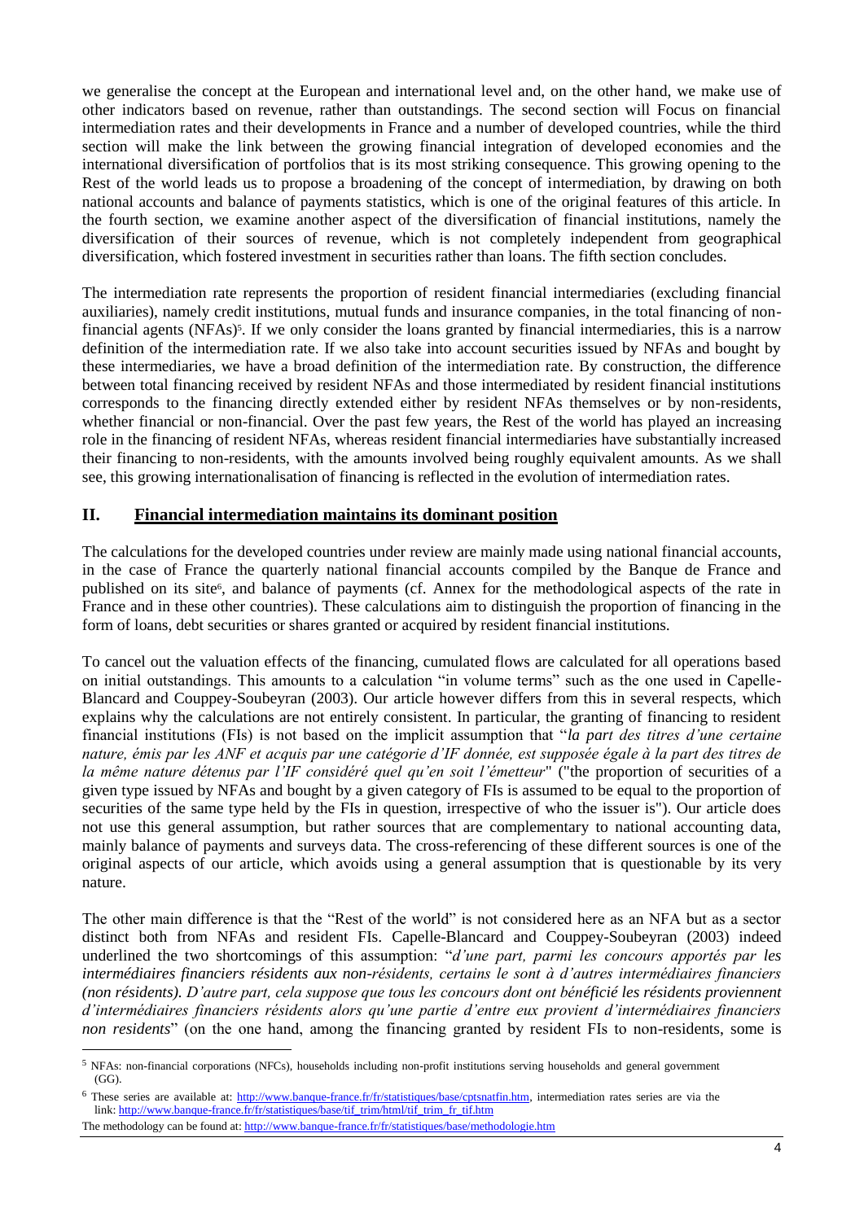we generalise the concept at the European and international level and, on the other hand, we make use of other indicators based on revenue, rather than outstandings. The second section will Focus on financial intermediation rates and their developments in France and a number of developed countries, while the third section will make the link between the growing financial integration of developed economies and the international diversification of portfolios that is its most striking consequence. This growing opening to the Rest of the world leads us to propose a broadening of the concept of intermediation, by drawing on both national accounts and balance of payments statistics, which is one of the original features of this article. In the fourth section, we examine another aspect of the diversification of financial institutions, namely the diversification of their sources of revenue, which is not completely independent from geographical diversification, which fostered investment in securities rather than loans. The fifth section concludes.

The intermediation rate represents the proportion of resident financial intermediaries (excluding financial auxiliaries), namely credit institutions, mutual funds and insurance companies, in the total financing of non-financial agents (NFAs)[5]. If we only consider the loans granted by financial intermediaries, this is a narrow definition of the intermediation rate. If we also take into account securities issued by NFAs and bought by these intermediaries, we have a broad definition of the intermediation rate. By construction, the difference between total financing received by resident NFAs and those intermediated by resident financial institutions corresponds to the financing directly extended either by resident NFAs themselves or by non-residents, whether financial or non-financial. Over the past few years, the Rest of the world has played an increasing role in the financing of resident NFAs, whereas resident financial intermediaries have substantially increased their financing to non-residents, with the amounts involved being roughly equivalent amounts. As we shall see, this growing internationalisation of financing is reflected in the evolution of intermediation rates.

## II. Financial intermediation maintains its dominant position

The calculations for the developed countries under review are mainly made using national financial accounts, in the case of France the quarterly national financial accounts compiled by the Banque de France and published on its site[6], and balance of payments (cf. Annex for the methodological aspects of the rate in France and in these other countries). These calculations aim to distinguish the proportion of financing in the form of loans, debt securities or shares granted or acquired by resident financial institutions.

To cancel out the valuation effects of the financing, cumulated flows are calculated for all operations based on initial outstandings. This amounts to a calculation "in volume terms" such as the one used in Capelle-Blancard and Couppey-Soubeyran (2003). Our article however differs from this in several respects, which explains why the calculations are not entirely consistent. In particular, the granting of financing to resident financial institutions (FIs) is not based on the implicit assumption that "*la part des titres d'une certaine nature, émis par les ANF et acquis par une catégorie d'IF donnée, est supposée égale à la part des titres de la même nature détenus par l'IF considéré quel qu'en soit l'émetteur*" ("the proportion of securities of a given type issued by NFAs and bought by a given category of FIs is assumed to be equal to the proportion of securities of the same type held by the FIs in question, irrespective of who the issuer is"). Our article does not use this general assumption, but rather sources that are complementary to national accounting data, mainly balance of payments and surveys data. The cross-referencing of these different sources is one of the original aspects of our article, which avoids using a general assumption that is questionable by its very nature.

The other main difference is that the "Rest of the world" is not considered here as an NFA but as a sector distinct both from NFAs and resident FIs. Capelle-Blancard and Couppey-Soubeyran (2003) indeed underlined the two shortcomings of this assumption: "*d'une part, parmi les concours apportés par les intermédiaires financiers résidents aux non-résidents, certains le sont à d'autres intermédiaires financiers (non résidents). D'autre part, cela suppose que tous les concours dont ont bénéficié les résidents proviennent d'intermédiaires financiers résidents alors qu'une partie d'entre eux provient d'intermédiaires financiers non residents*" (on the one hand, among the financing granted by resident FIs to non-residents, some is

---

[5] NFAs: non-financial corporations (NFCs), households including non-profit institutions serving households and general government (GG).

[6] These series are available at: http://www.banque-france.fr/fr/statistiques/base/cptsnatfin.htm, intermediation rates series are via the link: http://www.banque-france.fr/fr/statistiques/base/tif_trim/html/tif_trim_fr_tif.htm

The methodology can be found at: http://www.banque-france.fr/fr/statistiques/base/methodologie.htm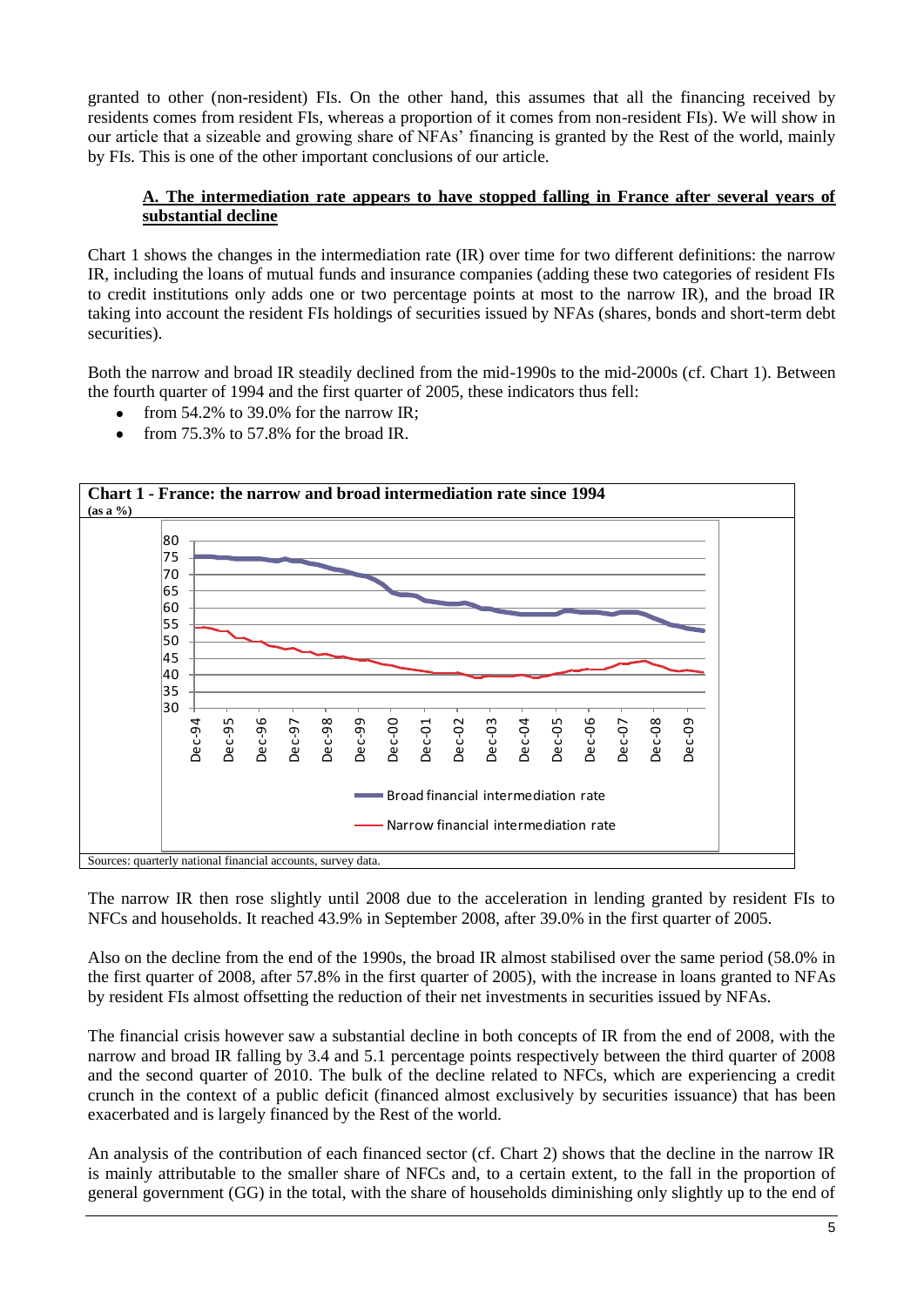granted to other (non-resident) FIs. On the other hand, this assumes that all the financing received by residents comes from resident FIs, whereas a proportion of it comes from non-resident FIs). We will show in our article that a sizeable and growing share of NFAs' financing is granted by the Rest of the world, mainly by FIs. This is one of the other important conclusions of our article.

### A. The intermediation rate appears to have stopped falling in France after several years of substantial decline

Chart 1 shows the changes in the intermediation rate (IR) over time for two different definitions: the narrow IR, including the loans of mutual funds and insurance companies (adding these two categories of resident FIs to credit institutions only adds one or two percentage points at most to the narrow IR), and the broad IR taking into account the resident FIs holdings of securities issued by NFAs (shares, bonds and short-term debt securities).

Both the narrow and broad IR steadily declined from the mid-1990s to the mid-2000s (cf. Chart 1). Between the fourth quarter of 1994 and the first quarter of 2005, these indicators thus fell:

- from 54.2% to 39.0% for the narrow IR;
- from 75.3% to 57.8% for the broad IR.

**Chart 1 - France: the narrow and broad intermediation rate since 1994**
**(as a %)**

Sources: quarterly national financial accounts, survey data.

The narrow IR then rose slightly until 2008 due to the acceleration in lending granted by resident FIs to NFCs and households. It reached 43.9% in September 2008, after 39.0% in the first quarter of 2005.

Also on the decline from the end of the 1990s, the broad IR almost stabilised over the same period (58.0% in the first quarter of 2008, after 57.8% in the first quarter of 2005), with the increase in loans granted to NFAs by resident FIs almost offsetting the reduction of their net investments in securities issued by NFAs.

The financial crisis however saw a substantial decline in both concepts of IR from the end of 2008, with the narrow and broad IR falling by 3.4 and 5.1 percentage points respectively between the third quarter of 2008 and the second quarter of 2010. The bulk of the decline related to NFCs, which are experiencing a credit crunch in the context of a public deficit (financed almost exclusively by securities issuance) that has been exacerbated and is largely financed by the Rest of the world.

An analysis of the contribution of each financed sector (cf. Chart 2) shows that the decline in the narrow IR is mainly attributable to the smaller share of NFCs and, to a certain extent, to the fall in the proportion of general government (GG) in the total, with the share of households diminishing only slightly up to the end of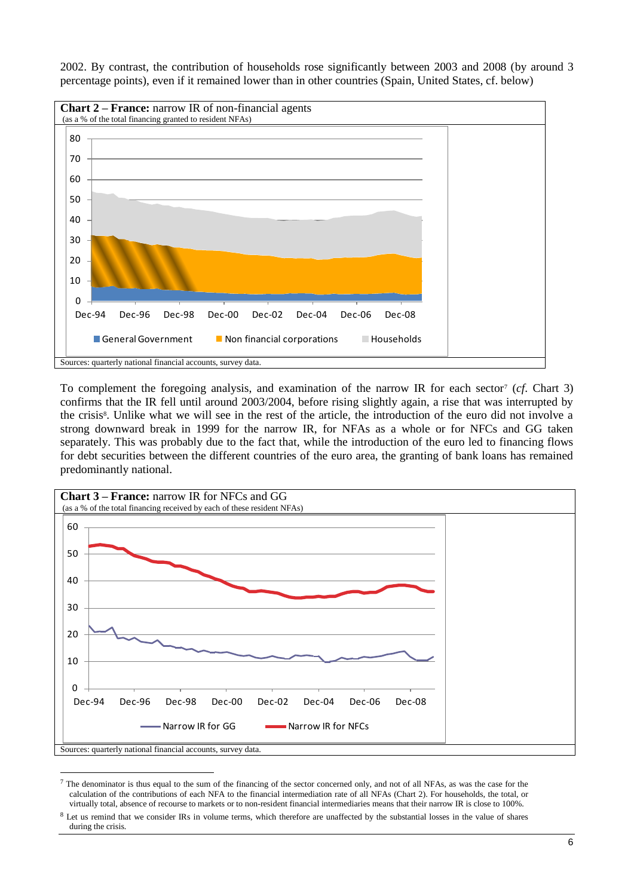2002. By contrast, the contribution of households rose significantly between 2003 and 2008 (by around 3 percentage points), even if it remained lower than in other countries (Spain, United States, cf. below)

**Chart 2 – France:** narrow IR of non-financial agents
(as a % of the total financing granted to resident NFAs)

Sources: quarterly national financial accounts, survey data.

To complement the foregoing analysis, and examination of the narrow IR for each sector[7] (*cf.* Chart 3) confirms that the IR fell until around 2003/2004, before rising slightly again, a rise that was interrupted by the crisis[8]. Unlike what we will see in the rest of the article, the introduction of the euro did not involve a strong downward break in 1999 for the narrow IR, for NFAs as a whole or for NFCs and GG taken separately. This was probably due to the fact that, while the introduction of the euro led to financing flows for debt securities between the different countries of the euro area, the granting of bank loans has remained predominantly national.

**Chart 3 – France:** narrow IR for NFCs and GG
(as a % of the total financing received by each of these resident NFAs)

Sources: quarterly national financial accounts, survey data.

[7] The denominator is thus equal to the sum of the financing of the sector concerned only, and not of all NFAs, as was the case for the calculation of the contributions of each NFA to the financial intermediation rate of all NFAs (Chart 2). For households, the total, or virtually total, absence of recourse to markets or to non-resident financial intermediaries means that their narrow IR is close to 100%.

[8] Let us remind that we consider IRs in volume terms, which therefore are unaffected by the substantial losses in the value of shares during the crisis.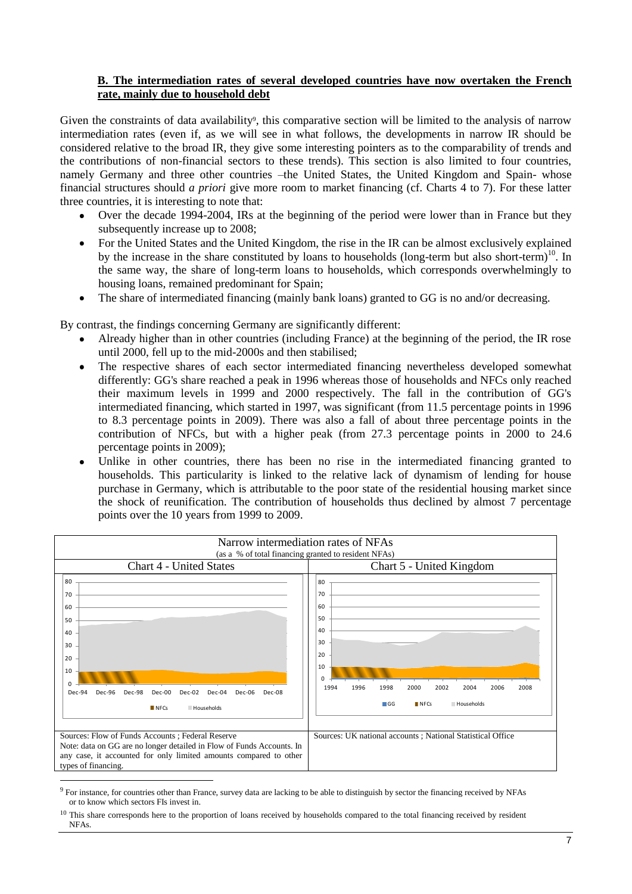### B. The intermediation rates of several developed countries have now overtaken the French rate, mainly due to household debt

Given the constraints of data availability[9], this comparative section will be limited to the analysis of narrow intermediation rates (even if, as we will see in what follows, the developments in narrow IR should be considered relative to the broad IR, they give some interesting pointers as to the comparability of trends and the contributions of non-financial sectors to these trends). This section is also limited to four countries, namely Germany and three other countries –the United States, the United Kingdom and Spain- whose financial structures should *a priori* give more room to market financing (cf. Charts 4 to 7). For these latter three countries, it is interesting to note that:

- Over the decade 1994-2004, IRs at the beginning of the period were lower than in France but they subsequently increase up to 2008;
- For the United States and the United Kingdom, the rise in the IR can be almost exclusively explained by the increase in the share constituted by loans to households (long-term but also short-term)[10]. In the same way, the share of long-term loans to households, which corresponds overwhelmingly to housing loans, remained predominant for Spain;
- The share of intermediated financing (mainly bank loans) granted to GG is no and/or decreasing.

By contrast, the findings concerning Germany are significantly different:

- Already higher than in other countries (including France) at the beginning of the period, the IR rose until 2000, fell up to the mid-2000s and then stabilised;
- The respective shares of each sector intermediated financing nevertheless developed somewhat differently: GG's share reached a peak in 1996 whereas those of households and NFCs only reached their maximum levels in 1999 and 2000 respectively. The fall in the contribution of GG's intermediated financing, which started in 1997, was significant (from 11.5 percentage points in 1996 to 8.3 percentage points in 2009). There was also a fall of about three percentage points in the contribution of NFCs, but with a higher peak (from 27.3 percentage points in 2000 to 24.6 percentage points in 2009);
- Unlike in other countries, there has been no rise in the intermediated financing granted to households. This particularity is linked to the relative lack of dynamism of lending for house purchase in Germany, which is attributable to the poor state of the residential housing market since the shock of reunification. The contribution of households thus declined by almost 7 percentage points over the 10 years from 1999 to 2009.

Narrow intermediation rates of NFAs
(as a % of total financing granted to resident NFAs)

Chart 4 - United States

Sources: Flow of Funds Accounts ; Federal Reserve
Note: data on GG are no longer detailed in Flow of Funds Accounts. In any case, it accounted for only limited amounts compared to other types of financing.

Chart 5 - United Kingdom

Sources: UK national accounts ; National Statistical Office

[9] For instance, for countries other than France, survey data are lacking to be able to distinguish by sector the financing received by NFAs or to know which sectors FIs invest in.

[10] This share corresponds here to the proportion of loans received by households compared to the total financing received by resident NFAs.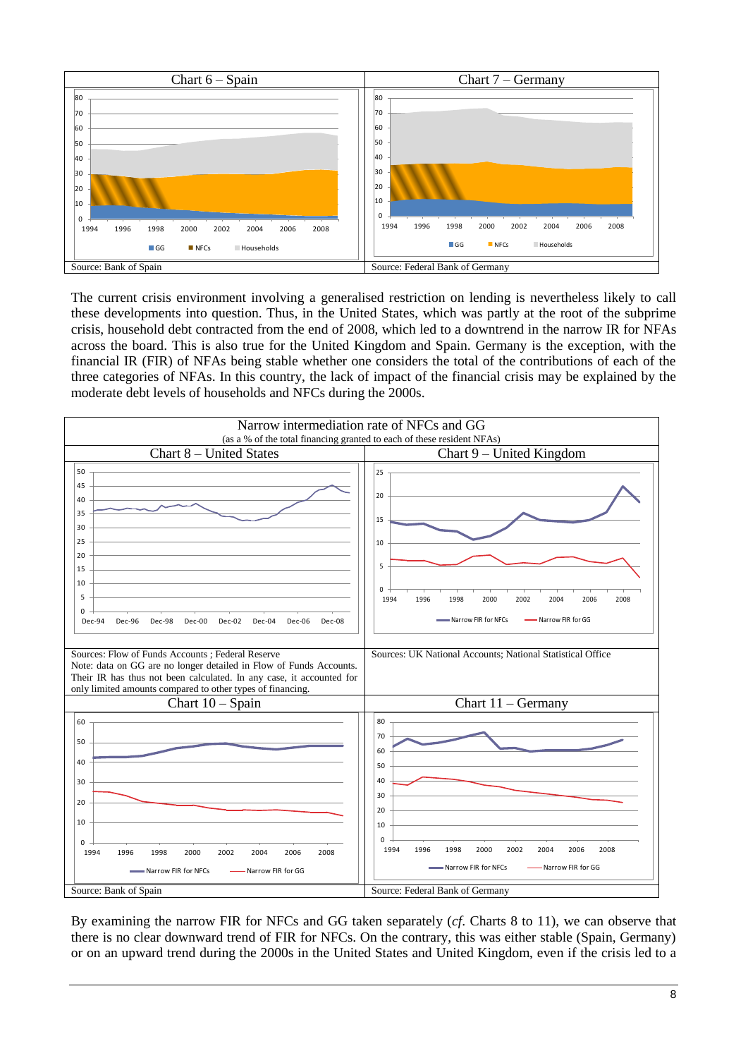| Chart 6 – Spain | Chart 7 – Germany |
| --- | --- |
| Source: Bank of Spain | Source: Federal Bank of Germany |

The current crisis environment involving a generalised restriction on lending is nevertheless likely to call these developments into question. Thus, in the United States, which was partly at the root of the subprime crisis, household debt contracted from the end of 2008, which led to a downtrend in the narrow IR for NFAs across the board. This is also true for the United Kingdom and Spain. Germany is the exception, with the financial IR (FIR) of NFAs being stable whether one considers the total of the contributions of each of the three categories of NFAs. In this country, the lack of impact of the financial crisis may be explained by the moderate debt levels of households and NFCs during the 2000s.

Narrow intermediation rate of NFCs and GG
(as a % of the total financing granted to each of these resident NFAs)

| Chart 8 – United States | Chart 9 – United Kingdom |
| --- | --- |
| Sources: Flow of Funds Accounts ; Federal Reserve<br>Note: data on GG are no longer detailed in Flow of Funds Accounts. Their IR has thus not been calculated. In any case, it accounted for only limited amounts compared to other types of financing. | Sources: UK National Accounts; National Statistical Office |
| **Chart 10 – Spain** | **Chart 11 – Germany** |
| Source: Bank of Spain | Source: Federal Bank of Germany |

By examining the narrow FIR for NFCs and GG taken separately (*cf*. Charts 8 to 11), we can observe that there is no clear downward trend of FIR for NFCs. On the contrary, this was either stable (Spain, Germany) or on an upward trend during the 2000s in the United States and United Kingdom, even if the crisis led to a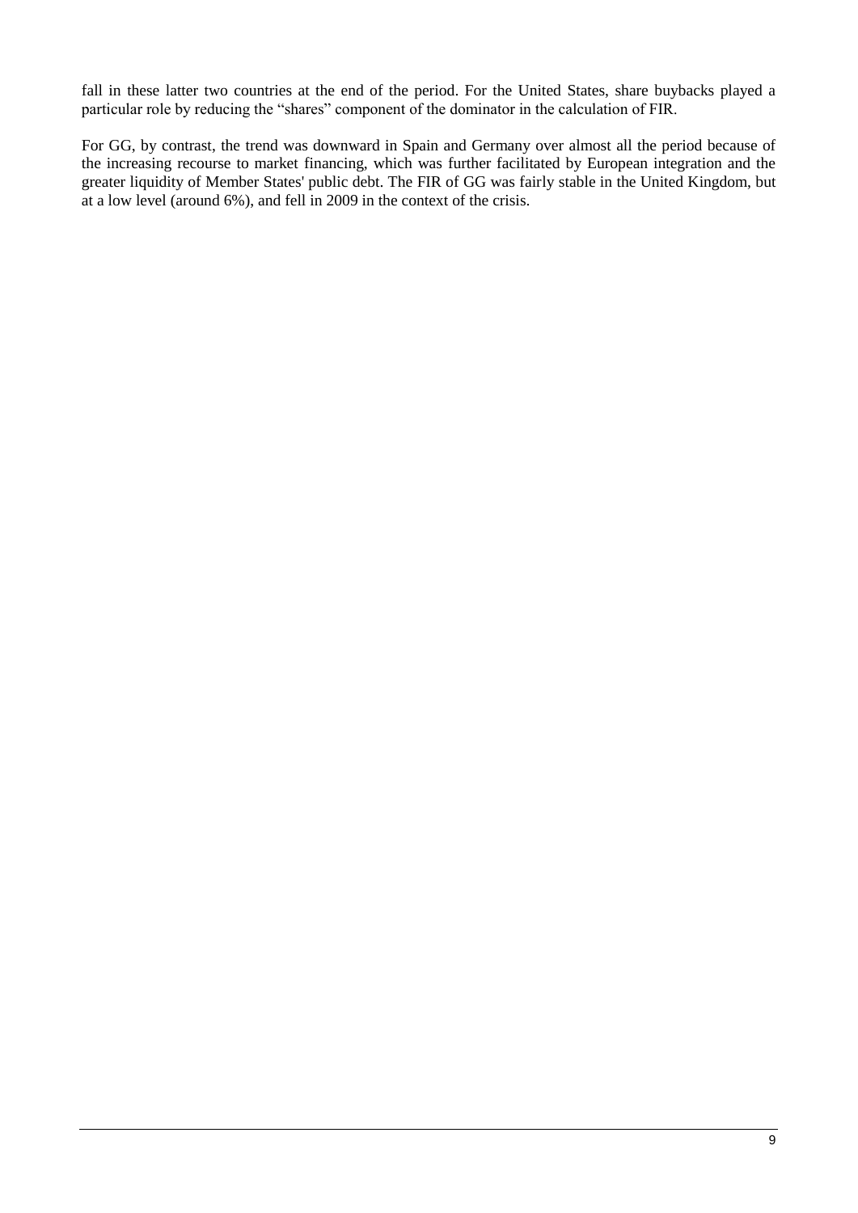fall in these latter two countries at the end of the period. For the United States, share buybacks played a particular role by reducing the "shares" component of the dominator in the calculation of FIR.

For GG, by contrast, the trend was downward in Spain and Germany over almost all the period because of the increasing recourse to market financing, which was further facilitated by European integration and the greater liquidity of Member States' public debt. The FIR of GG was fairly stable in the United Kingdom, but at a low level (around 6%), and fell in 2009 in the context of the crisis.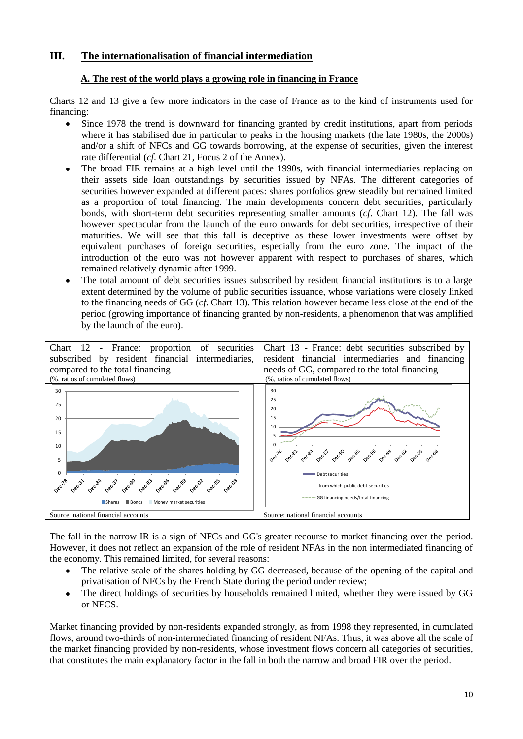## III. The internationalisation of financial intermediation

### A. The rest of the world plays a growing role in financing in France

Charts 12 and 13 give a few more indicators in the case of France as to the kind of instruments used for financing:

- Since 1978 the trend is downward for financing granted by credit institutions, apart from periods where it has stabilised due in particular to peaks in the housing markets (the late 1980s, the 2000s) and/or a shift of NFCs and GG towards borrowing, at the expense of securities, given the interest rate differential (*cf.* Chart 21, Focus 2 of the Annex).
- The broad FIR remains at a high level until the 1990s, with financial intermediaries replacing on their assets side loan outstandings by securities issued by NFAs. The different categories of securities however expanded at different paces: shares portfolios grew steadily but remained limited as a proportion of total financing. The main developments concern debt securities, particularly bonds, with short-term debt securities representing smaller amounts (*cf.* Chart 12). The fall was however spectacular from the launch of the euro onwards for debt securities, irrespective of their maturities. We will see that this fall is deceptive as these lower investments were offset by equivalent purchases of foreign securities, especially from the euro zone. The impact of the introduction of the euro was not however apparent with respect to purchases of shares, which remained relatively dynamic after 1999.
- The total amount of debt securities issues subscribed by resident financial institutions is to a large extent determined by the volume of public securities issuance, whose variations were closely linked to the financing needs of GG (*cf.* Chart 13). This relation however became less close at the end of the period (growing importance of financing granted by non-residents, a phenomenon that was amplified by the launch of the euro).

Chart 12 - France: proportion of securities subscribed by resident financial intermediaries, compared to the total financing
(%, ratios of cumulated flows)

Source: national financial accounts

Chart 13 - France: debt securities subscribed by resident financial intermediaries and financing needs of GG, compared to the total financing
(%, ratios of cumulated flows)

Source: national financial accounts

The fall in the narrow IR is a sign of NFCs and GG's greater recourse to market financing over the period. However, it does not reflect an expansion of the role of resident NFAs in the non intermediated financing of the economy. This remained limited, for several reasons:

- The relative scale of the shares holding by GG decreased, because of the opening of the capital and privatisation of NFCs by the French State during the period under review;
- The direct holdings of securities by households remained limited, whether they were issued by GG or NFCS.

Market financing provided by non-residents expanded strongly, as from 1998 they represented, in cumulated flows, around two-thirds of non-intermediated financing of resident NFAs. Thus, it was above all the scale of the market financing provided by non-residents, whose investment flows concern all categories of securities, that constitutes the main explanatory factor in the fall in both the narrow and broad FIR over the period.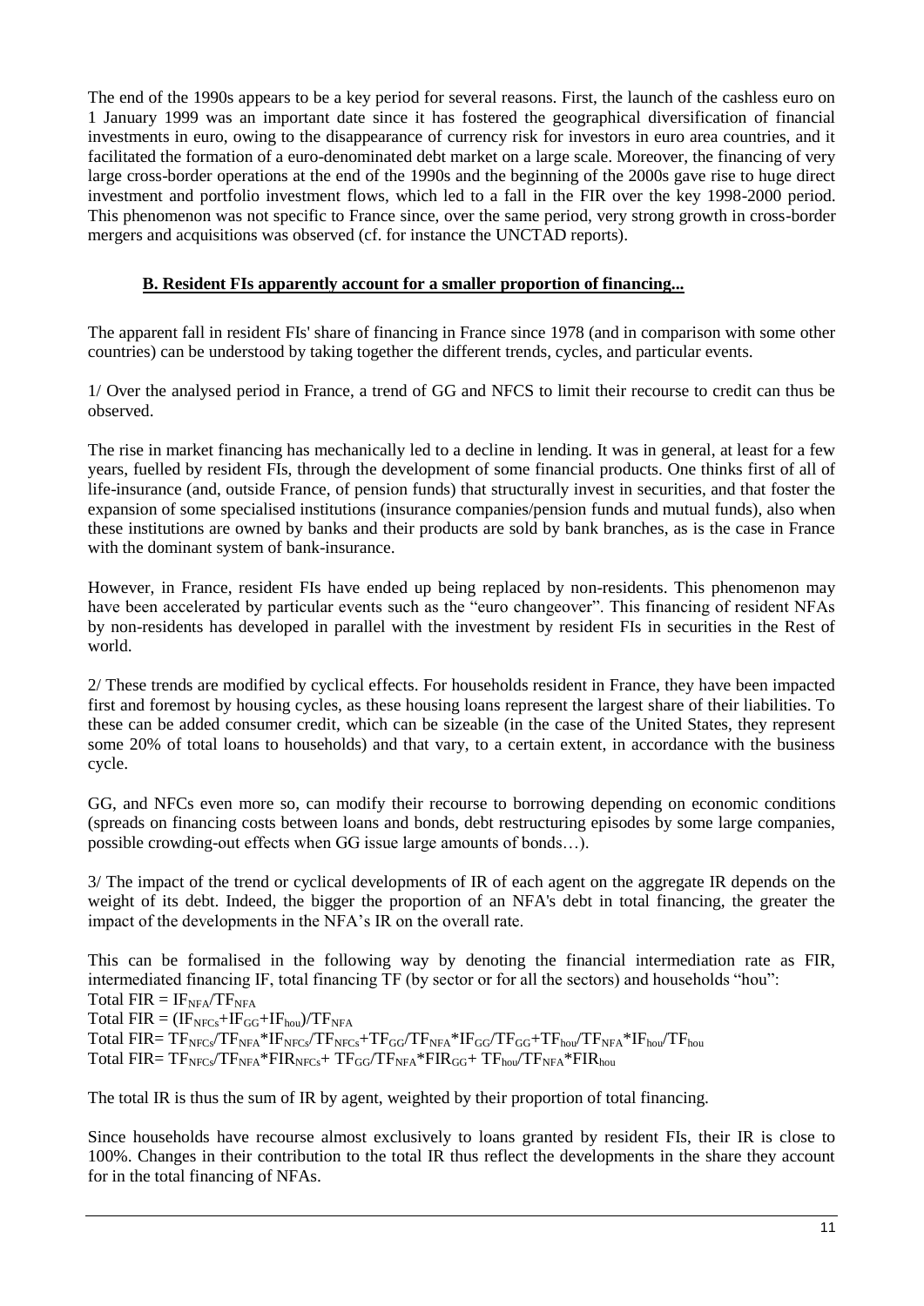The end of the 1990s appears to be a key period for several reasons. First, the launch of the cashless euro on 1 January 1999 was an important date since it has fostered the geographical diversification of financial investments in euro, owing to the disappearance of currency risk for investors in euro area countries, and it facilitated the formation of a euro-denominated debt market on a large scale. Moreover, the financing of very large cross-border operations at the end of the 1990s and the beginning of the 2000s gave rise to huge direct investment and portfolio investment flows, which led to a fall in the FIR over the key 1998-2000 period. This phenomenon was not specific to France since, over the same period, very strong growth in cross-border mergers and acquisitions was observed (cf. for instance the UNCTAD reports).

### B. Resident FIs apparently account for a smaller proportion of financing...

The apparent fall in resident FIs' share of financing in France since 1978 (and in comparison with some other countries) can be understood by taking together the different trends, cycles, and particular events.

1/ Over the analysed period in France, a trend of GG and NFCS to limit their recourse to credit can thus be observed.

The rise in market financing has mechanically led to a decline in lending. It was in general, at least for a few years, fuelled by resident FIs, through the development of some financial products. One thinks first of all of life-insurance (and, outside France, of pension funds) that structurally invest in securities, and that foster the expansion of some specialised institutions (insurance companies/pension funds and mutual funds), also when these institutions are owned by banks and their products are sold by bank branches, as is the case in France with the dominant system of bank-insurance.

However, in France, resident FIs have ended up being replaced by non-residents. This phenomenon may have been accelerated by particular events such as the "euro changeover". This financing of resident NFAs by non-residents has developed in parallel with the investment by resident FIs in securities in the Rest of world.

2/ These trends are modified by cyclical effects. For households resident in France, they have been impacted first and foremost by housing cycles, as these housing loans represent the largest share of their liabilities. To these can be added consumer credit, which can be sizeable (in the case of the United States, they represent some 20% of total loans to households) and that vary, to a certain extent, in accordance with the business cycle.

GG, and NFCs even more so, can modify their recourse to borrowing depending on economic conditions (spreads on financing costs between loans and bonds, debt restructuring episodes by some large companies, possible crowding-out effects when GG issue large amounts of bonds…).

3/ The impact of the trend or cyclical developments of IR of each agent on the aggregate IR depends on the weight of its debt. Indeed, the bigger the proportion of an NFA's debt in total financing, the greater the impact of the developments in the NFA's IR on the overall rate.

This can be formalised in the following way by denoting the financial intermediation rate as FIR, intermediated financing IF, total financing TF (by sector or for all the sectors) and households "hou":

$$\text{Total FIR} = IF_{NFA}/TF_{NFA}$$

$$\text{Total FIR} = (IF_{NFCs}+IF_{GG}+IF_{hou})/TF_{NFA}$$

$$\text{Total FIR} = TF_{NFCs}/TF_{NFA}*IF_{NFCs}/TF_{NFCs}+TF_{GG}/TF_{NFA}*IF_{GG}/TF_{GG}+TF_{hou}/TF_{NFA}*IF_{hou}/TF_{hou}$$

$$\text{Total FIR} = TF_{NFCs}/TF_{NFA}*FIR_{NFCs}+ TF_{GG}/TF_{NFA}*FIR_{GG}+ TF_{hou}/TF_{NFA}*FIR_{hou}$$

The total IR is thus the sum of IR by agent, weighted by their proportion of total financing.

Since households have recourse almost exclusively to loans granted by resident FIs, their IR is close to 100%. Changes in their contribution to the total IR thus reflect the developments in the share they account for in the total financing of NFAs.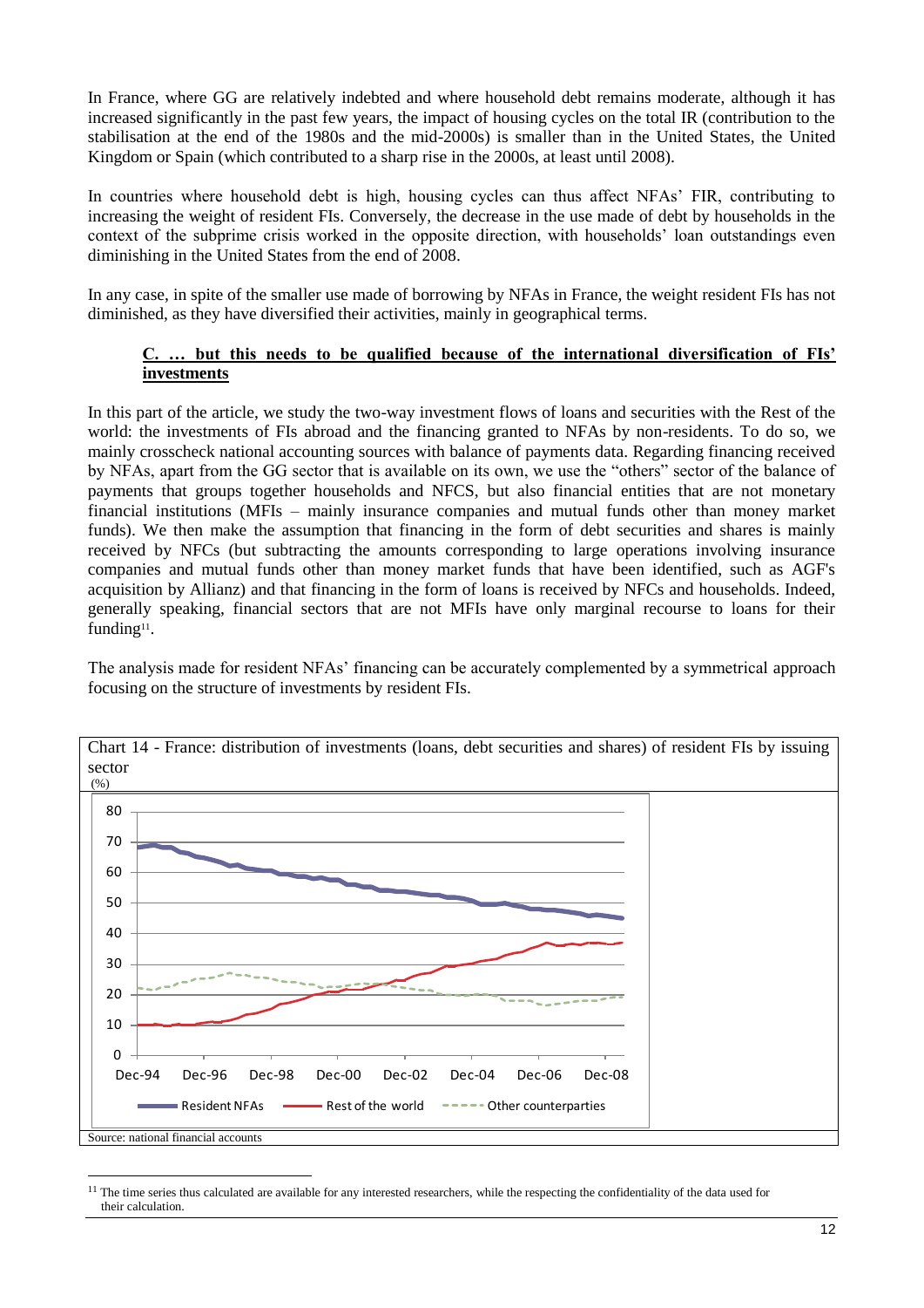In France, where GG are relatively indebted and where household debt remains moderate, although it has increased significantly in the past few years, the impact of housing cycles on the total IR (contribution to the stabilisation at the end of the 1980s and the mid-2000s) is smaller than in the United States, the United Kingdom or Spain (which contributed to a sharp rise in the 2000s, at least until 2008).

In countries where household debt is high, housing cycles can thus affect NFAs' FIR, contributing to increasing the weight of resident FIs. Conversely, the decrease in the use made of debt by households in the context of the subprime crisis worked in the opposite direction, with households' loan outstandings even diminishing in the United States from the end of 2008.

In any case, in spite of the smaller use made of borrowing by NFAs in France, the weight resident FIs has not diminished, as they have diversified their activities, mainly in geographical terms.

### C. … but this needs to be qualified because of the international diversification of FIs' investments

In this part of the article, we study the two-way investment flows of loans and securities with the Rest of the world: the investments of FIs abroad and the financing granted to NFAs by non-residents. To do so, we mainly crosscheck national accounting sources with balance of payments data. Regarding financing received by NFAs, apart from the GG sector that is available on its own, we use the "others" sector of the balance of payments that groups together households and NFCS, but also financial entities that are not monetary financial institutions (MFIs – mainly insurance companies and mutual funds other than money market funds). We then make the assumption that financing in the form of debt securities and shares is mainly received by NFCs (but subtracting the amounts corresponding to large operations involving insurance companies and mutual funds other than money market funds that have been identified, such as AGF's acquisition by Allianz) and that financing in the form of loans is received by NFCs and households. Indeed, generally speaking, financial sectors that are not MFIs have only marginal recourse to loans for their funding[11].

The analysis made for resident NFAs' financing can be accurately complemented by a symmetrical approach focusing on the structure of investments by resident FIs.

Chart 14 - France: distribution of investments (loans, debt securities and shares) of resident FIs by issuing sector

(%)

| Date | Resident NFAs | Rest of the world | Other counterparties |
|---|---|---|---|
| Dec-94 | ~68 | ~10 | ~22 |
| Dec-96 | ~64 | ~11 | ~26 |
| Dec-98 | ~60 | ~17 | ~24 |
| Dec-00 | ~57 | ~21 | ~23 |
| Dec-02 | ~54 | ~24 | ~22 |
| Dec-04 | ~50 | ~30 | ~20 |
| Dec-06 | ~48 | ~36 | ~17 |
| Dec-08 | ~46 | ~37 | ~19 |

Source: national financial accounts

[11] The time series thus calculated are available for any interested researchers, while the respecting the confidentiality of the data used for their calculation.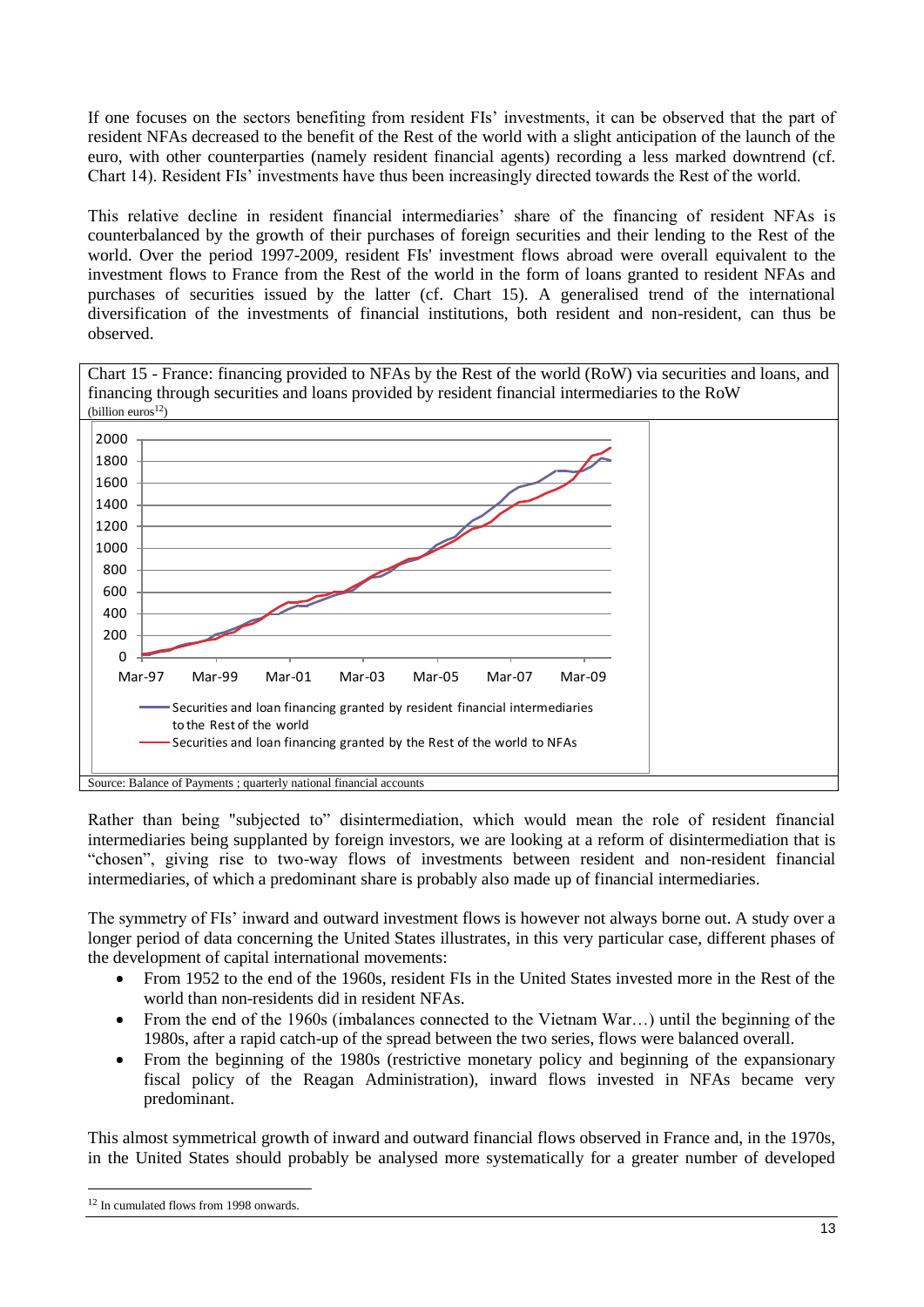If one focuses on the sectors benefiting from resident FIs' investments, it can be observed that the part of resident NFAs decreased to the benefit of the Rest of the world with a slight anticipation of the launch of the euro, with other counterparties (namely resident financial agents) recording a less marked downtrend (cf. Chart 14). Resident FIs' investments have thus been increasingly directed towards the Rest of the world.

This relative decline in resident financial intermediaries' share of the financing of resident NFAs is counterbalanced by the growth of their purchases of foreign securities and their lending to the Rest of the world. Over the period 1997-2009, resident FIs' investment flows abroad were overall equivalent to the investment flows to France from the Rest of the world in the form of loans granted to resident NFAs and purchases of securities issued by the latter (cf. Chart 15). A generalised trend of the international diversification of the investments of financial institutions, both resident and non-resident, can thus be observed.

Chart 15 - France: financing provided to NFAs by the Rest of the world (RoW) via securities and loans, and financing through securities and loans provided by resident financial intermediaries to the RoW
(billion euros[12])

Source: Balance of Payments ; quarterly national financial accounts

Rather than being "subjected to" disintermediation, which would mean the role of resident financial intermediaries being supplanted by foreign investors, we are looking at a reform of disintermediation that is "chosen", giving rise to two-way flows of investments between resident and non-resident financial intermediaries, of which a predominant share is probably also made up of financial intermediaries.

The symmetry of FIs' inward and outward investment flows is however not always borne out. A study over a longer period of data concerning the United States illustrates, in this very particular case, different phases of the development of capital international movements:

- From 1952 to the end of the 1960s, resident FIs in the United States invested more in the Rest of the world than non-residents did in resident NFAs.
- From the end of the 1960s (imbalances connected to the Vietnam War…) until the beginning of the 1980s, after a rapid catch-up of the spread between the two series, flows were balanced overall.
- From the beginning of the 1980s (restrictive monetary policy and beginning of the expansionary fiscal policy of the Reagan Administration), inward flows invested in NFAs became very predominant.

This almost symmetrical growth of inward and outward financial flows observed in France and, in the 1970s, in the United States should probably be analysed more systematically for a greater number of developed

[12] In cumulated flows from 1998 onwards.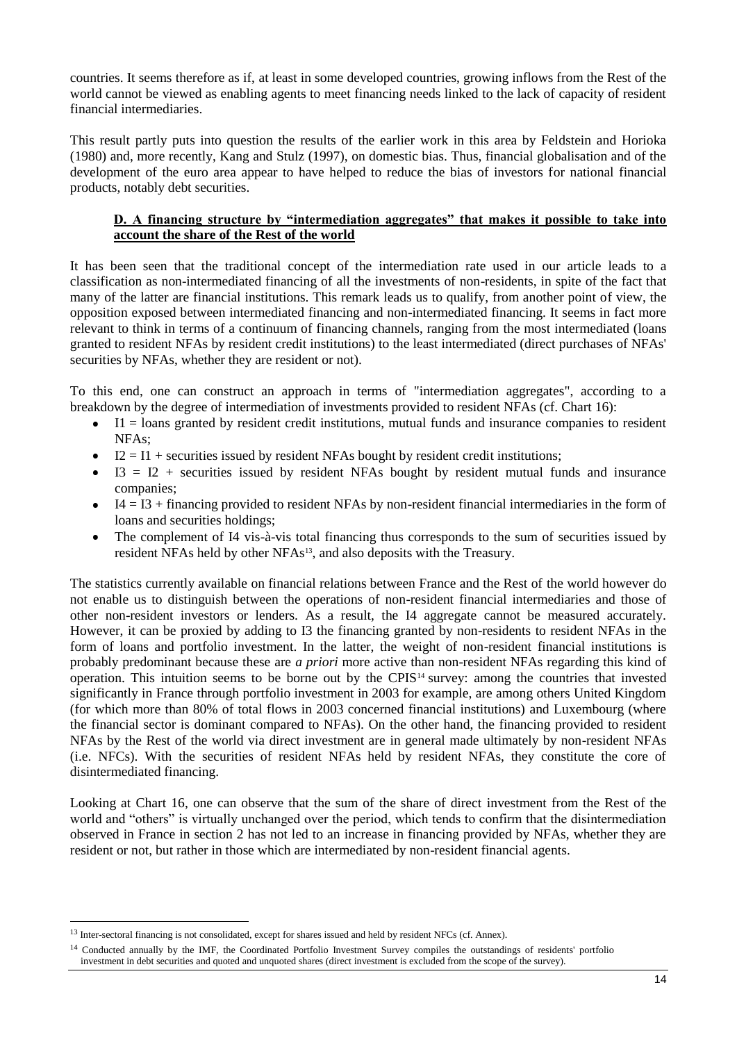countries. It seems therefore as if, at least in some developed countries, growing inflows from the Rest of the world cannot be viewed as enabling agents to meet financing needs linked to the lack of capacity of resident financial intermediaries.

This result partly puts into question the results of the earlier work in this area by Feldstein and Horioka (1980) and, more recently, Kang and Stulz (1997), on domestic bias. Thus, financial globalisation and of the development of the euro area appear to have helped to reduce the bias of investors for national financial products, notably debt securities.

### D. A financing structure by "intermediation aggregates" that makes it possible to take into account the share of the Rest of the world

It has been seen that the traditional concept of the intermediation rate used in our article leads to a classification as non-intermediated financing of all the investments of non-residents, in spite of the fact that many of the latter are financial institutions. This remark leads us to qualify, from another point of view, the opposition exposed between intermediated financing and non-intermediated financing. It seems in fact more relevant to think in terms of a continuum of financing channels, ranging from the most intermediated (loans granted to resident NFAs by resident credit institutions) to the least intermediated (direct purchases of NFAs' securities by NFAs, whether they are resident or not).

To this end, one can construct an approach in terms of "intermediation aggregates", according to a breakdown by the degree of intermediation of investments provided to resident NFAs (cf. Chart 16):

- I1 = loans granted by resident credit institutions, mutual funds and insurance companies to resident NFAs;
- I2 = I1 + securities issued by resident NFAs bought by resident credit institutions;
- I3 = I2 + securities issued by resident NFAs bought by resident mutual funds and insurance companies;
- I4 = I3 + financing provided to resident NFAs by non-resident financial intermediaries in the form of loans and securities holdings;
- The complement of I4 vis-à-vis total financing thus corresponds to the sum of securities issued by resident NFAs held by other NFAs[13], and also deposits with the Treasury.

The statistics currently available on financial relations between France and the Rest of the world however do not enable us to distinguish between the operations of non-resident financial intermediaries and those of other non-resident investors or lenders. As a result, the I4 aggregate cannot be measured accurately. However, it can be proxied by adding to I3 the financing granted by non-residents to resident NFAs in the form of loans and portfolio investment. In the latter, the weight of non-resident financial institutions is probably predominant because these are *a priori* more active than non-resident NFAs regarding this kind of operation. This intuition seems to be borne out by the CPIS[14] survey: among the countries that invested significantly in France through portfolio investment in 2003 for example, are among others United Kingdom (for which more than 80% of total flows in 2003 concerned financial institutions) and Luxembourg (where the financial sector is dominant compared to NFAs). On the other hand, the financing provided to resident NFAs by the Rest of the world via direct investment are in general made ultimately by non-resident NFAs (i.e. NFCs). With the securities of resident NFAs held by resident NFAs, they constitute the core of disintermediated financing.

Looking at Chart 16, one can observe that the sum of the share of direct investment from the Rest of the world and "others" is virtually unchanged over the period, which tends to confirm that the disintermediation observed in France in section 2 has not led to an increase in financing provided by NFAs, whether they are resident or not, but rather in those which are intermediated by non-resident financial agents.

---

[13] Inter-sectoral financing is not consolidated, except for shares issued and held by resident NFCs (cf. Annex).

[14] Conducted annually by the IMF, the Coordinated Portfolio Investment Survey compiles the outstandings of residents' portfolio investment in debt securities and quoted and unquoted shares (direct investment is excluded from the scope of the survey).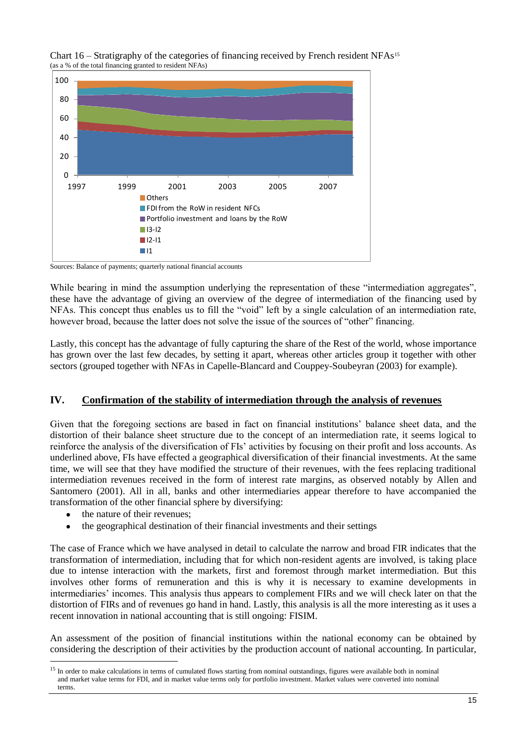Chart 16 – Stratigraphy of the categories of financing received by French resident NFAs[15]
(as a % of the total financing granted to resident NFAs)

Sources: Balance of payments; quarterly national financial accounts

While bearing in mind the assumption underlying the representation of these "intermediation aggregates", these have the advantage of giving an overview of the degree of intermediation of the financing used by NFAs. This concept thus enables us to fill the "void" left by a single calculation of an intermediation rate, however broad, because the latter does not solve the issue of the sources of "other" financing.

Lastly, this concept has the advantage of fully capturing the share of the Rest of the world, whose importance has grown over the last few decades, by setting it apart, whereas other articles group it together with other sectors (grouped together with NFAs in Capelle-Blancard and Couppey-Soubeyran (2003) for example).

## IV. Confirmation of the stability of intermediation through the analysis of revenues

Given that the foregoing sections are based in fact on financial institutions' balance sheet data, and the distortion of their balance sheet structure due to the concept of an intermediation rate, it seems logical to reinforce the analysis of the diversification of FIs' activities by focusing on their profit and loss accounts. As underlined above, FIs have effected a geographical diversification of their financial investments. At the same time, we will see that they have modified the structure of their revenues, with the fees replacing traditional intermediation revenues received in the form of interest rate margins, as observed notably by Allen and Santomero (2001). All in all, banks and other intermediaries appear therefore to have accompanied the transformation of the other financial sphere by diversifying:

- the nature of their revenues;
- the geographical destination of their financial investments and their settings

The case of France which we have analysed in detail to calculate the narrow and broad FIR indicates that the transformation of intermediation, including that for which non-resident agents are involved, is taking place due to intense interaction with the markets, first and foremost through market intermediation. But this involves other forms of remuneration and this is why it is necessary to examine developments in intermediaries' incomes. This analysis thus appears to complement FIRs and we will check later on that the distortion of FIRs and of revenues go hand in hand. Lastly, this analysis is all the more interesting as it uses a recent innovation in national accounting that is still ongoing: FISIM.

An assessment of the position of financial institutions within the national economy can be obtained by considering the description of their activities by the production account of national accounting. In particular,

[15] In order to make calculations in terms of cumulated flows starting from nominal outstandings, figures were available both in nominal and market value terms for FDI, and in market value terms only for portfolio investment. Market values were converted into nominal terms.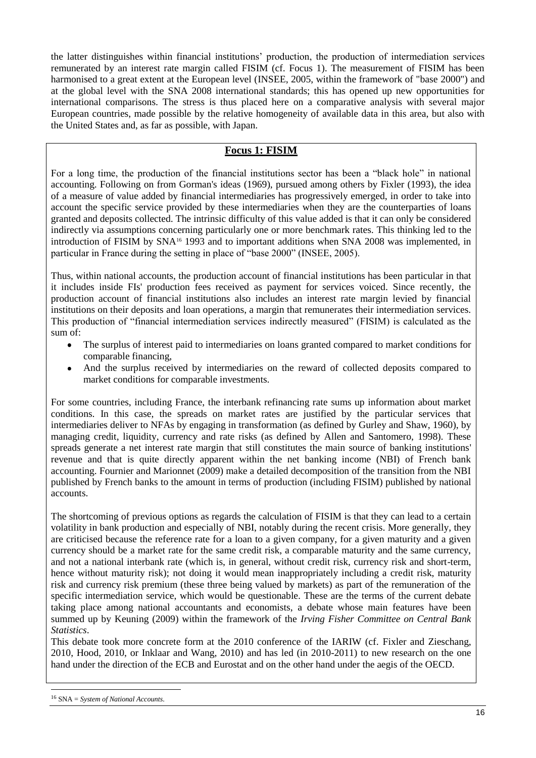the latter distinguishes within financial institutions' production, the production of intermediation services remunerated by an interest rate margin called FISIM (cf. Focus 1). The measurement of FISIM has been harmonised to a great extent at the European level (INSEE, 2005, within the framework of "base 2000") and at the global level with the SNA 2008 international standards; this has opened up new opportunities for international comparisons. The stress is thus placed here on a comparative analysis with several major European countries, made possible by the relative homogeneity of available data in this area, but also with the United States and, as far as possible, with Japan.

## Focus 1: FISIM

For a long time, the production of the financial institutions sector has been a "black hole" in national accounting. Following on from Gorman's ideas (1969), pursued among others by Fixler (1993), the idea of a measure of value added by financial intermediaries has progressively emerged, in order to take into account the specific service provided by these intermediaries when they are the counterparties of loans granted and deposits collected. The intrinsic difficulty of this value added is that it can only be considered indirectly via assumptions concerning particularly one or more benchmark rates. This thinking led to the introduction of FISIM by SNA[16] 1993 and to important additions when SNA 2008 was implemented, in particular in France during the setting in place of "base 2000" (INSEE, 2005).

Thus, within national accounts, the production account of financial institutions has been particular in that it includes inside FIs' production fees received as payment for services voiced. Since recently, the production account of financial institutions also includes an interest rate margin levied by financial institutions on their deposits and loan operations, a margin that remunerates their intermediation services. This production of "financial intermediation services indirectly measured" (FISIM) is calculated as the sum of:

- The surplus of interest paid to intermediaries on loans granted compared to market conditions for comparable financing,
- And the surplus received by intermediaries on the reward of collected deposits compared to market conditions for comparable investments.

For some countries, including France, the interbank refinancing rate sums up information about market conditions. In this case, the spreads on market rates are justified by the particular services that intermediaries deliver to NFAs by engaging in transformation (as defined by Gurley and Shaw, 1960), by managing credit, liquidity, currency and rate risks (as defined by Allen and Santomero, 1998). These spreads generate a net interest rate margin that still constitutes the main source of banking institutions' revenue and that is quite directly apparent within the net banking income (NBI) of French bank accounting. Fournier and Marionnet (2009) make a detailed decomposition of the transition from the NBI published by French banks to the amount in terms of production (including FISIM) published by national accounts.

The shortcoming of previous options as regards the calculation of FISIM is that they can lead to a certain volatility in bank production and especially of NBI, notably during the recent crisis. More generally, they are criticised because the reference rate for a loan to a given company, for a given maturity and a given currency should be a market rate for the same credit risk, a comparable maturity and the same currency, and not a national interbank rate (which is, in general, without credit risk, currency risk and short-term, hence without maturity risk); not doing it would mean inappropriately including a credit risk, maturity risk and currency risk premium (these three being valued by markets) as part of the remuneration of the specific intermediation service, which would be questionable. These are the terms of the current debate taking place among national accountants and economists, a debate whose main features have been summed up by Keuning (2009) within the framework of the *Irving Fisher Committee on Central Bank Statistics*.

This debate took more concrete form at the 2010 conference of the IARIW (cf. Fixler and Zieschang, 2010, Hood, 2010, or Inklaar and Wang, 2010) and has led (in 2010-2011) to new research on the one hand under the direction of the ECB and Eurostat and on the other hand under the aegis of the OECD.

---

[16] SNA = *System of National Accounts*.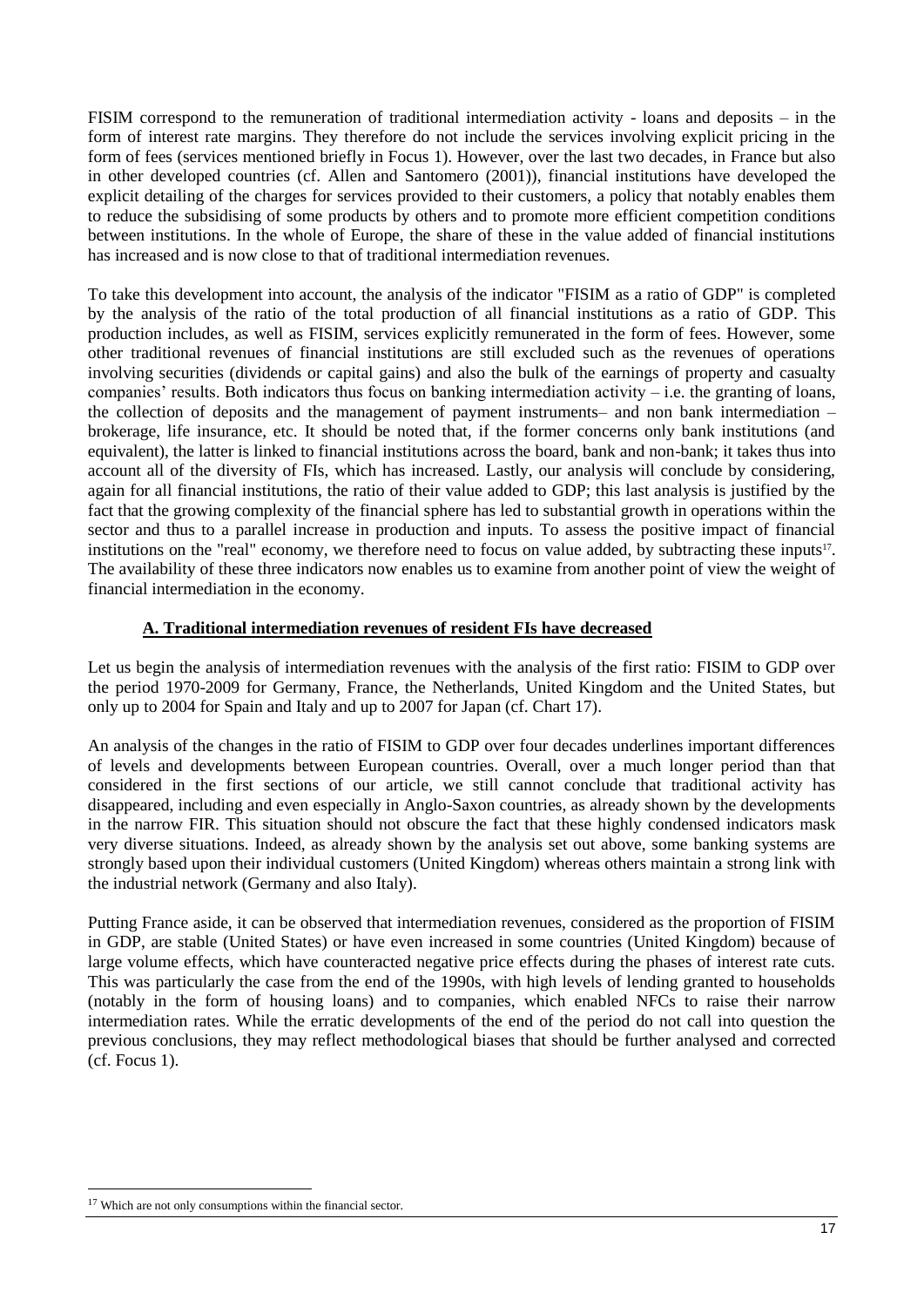FISIM correspond to the remuneration of traditional intermediation activity - loans and deposits – in the form of interest rate margins. They therefore do not include the services involving explicit pricing in the form of fees (services mentioned briefly in Focus 1). However, over the last two decades, in France but also in other developed countries (cf. Allen and Santomero (2001)), financial institutions have developed the explicit detailing of the charges for services provided to their customers, a policy that notably enables them to reduce the subsidising of some products by others and to promote more efficient competition conditions between institutions. In the whole of Europe, the share of these in the value added of financial institutions has increased and is now close to that of traditional intermediation revenues.

To take this development into account, the analysis of the indicator "FISIM as a ratio of GDP" is completed by the analysis of the ratio of the total production of all financial institutions as a ratio of GDP. This production includes, as well as FISIM, services explicitly remunerated in the form of fees. However, some other traditional revenues of financial institutions are still excluded such as the revenues of operations involving securities (dividends or capital gains) and also the bulk of the earnings of property and casualty companies' results. Both indicators thus focus on banking intermediation activity – i.e. the granting of loans, the collection of deposits and the management of payment instruments– and non bank intermediation – brokerage, life insurance, etc. It should be noted that, if the former concerns only bank institutions (and equivalent), the latter is linked to financial institutions across the board, bank and non-bank; it takes thus into account all of the diversity of FIs, which has increased. Lastly, our analysis will conclude by considering, again for all financial institutions, the ratio of their value added to GDP; this last analysis is justified by the fact that the growing complexity of the financial sphere has led to substantial growth in operations within the sector and thus to a parallel increase in production and inputs. To assess the positive impact of financial institutions on the "real" economy, we therefore need to focus on value added, by subtracting these inputs[17]. The availability of these three indicators now enables us to examine from another point of view the weight of financial intermediation in the economy.

## A. Traditional intermediation revenues of resident FIs have decreased

Let us begin the analysis of intermediation revenues with the analysis of the first ratio: FISIM to GDP over the period 1970-2009 for Germany, France, the Netherlands, United Kingdom and the United States, but only up to 2004 for Spain and Italy and up to 2007 for Japan (cf. Chart 17).

An analysis of the changes in the ratio of FISIM to GDP over four decades underlines important differences of levels and developments between European countries. Overall, over a much longer period than that considered in the first sections of our article, we still cannot conclude that traditional activity has disappeared, including and even especially in Anglo-Saxon countries, as already shown by the developments in the narrow FIR. This situation should not obscure the fact that these highly condensed indicators mask very diverse situations. Indeed, as already shown by the analysis set out above, some banking systems are strongly based upon their individual customers (United Kingdom) whereas others maintain a strong link with the industrial network (Germany and also Italy).

Putting France aside, it can be observed that intermediation revenues, considered as the proportion of FISIM in GDP, are stable (United States) or have even increased in some countries (United Kingdom) because of large volume effects, which have counteracted negative price effects during the phases of interest rate cuts. This was particularly the case from the end of the 1990s, with high levels of lending granted to households (notably in the form of housing loans) and to companies, which enabled NFCs to raise their narrow intermediation rates. While the erratic developments of the end of the period do not call into question the previous conclusions, they may reflect methodological biases that should be further analysed and corrected (cf. Focus 1).

---

[17] Which are not only consumptions within the financial sector.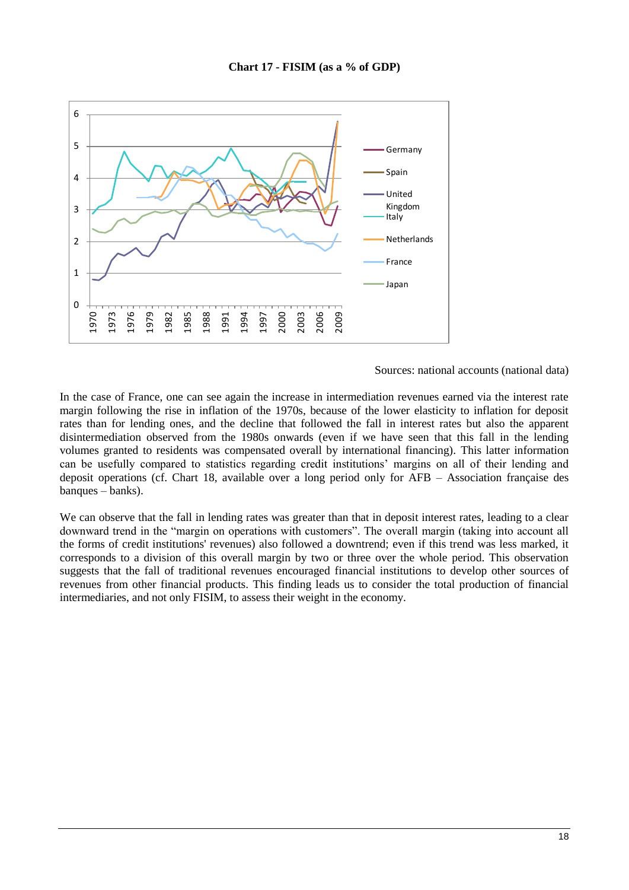**Chart 17 - FISIM (as a % of GDP)**

Sources: national accounts (national data)

In the case of France, one can see again the increase in intermediation revenues earned via the interest rate margin following the rise in inflation of the 1970s, because of the lower elasticity to inflation for deposit rates than for lending ones, and the decline that followed the fall in interest rates but also the apparent disintermediation observed from the 1980s onwards (even if we have seen that this fall in the lending volumes granted to residents was compensated overall by international financing). This latter information can be usefully compared to statistics regarding credit institutions' margins on all of their lending and deposit operations (cf. Chart 18, available over a long period only for AFB – Association française des banques – banks).

We can observe that the fall in lending rates was greater than that in deposit interest rates, leading to a clear downward trend in the "margin on operations with customers". The overall margin (taking into account all the forms of credit institutions' revenues) also followed a downtrend; even if this trend was less marked, it corresponds to a division of this overall margin by two or three over the whole period. This observation suggests that the fall of traditional revenues encouraged financial institutions to develop other sources of revenues from other financial products. This finding leads us to consider the total production of financial intermediaries, and not only FISIM, to assess their weight in the economy.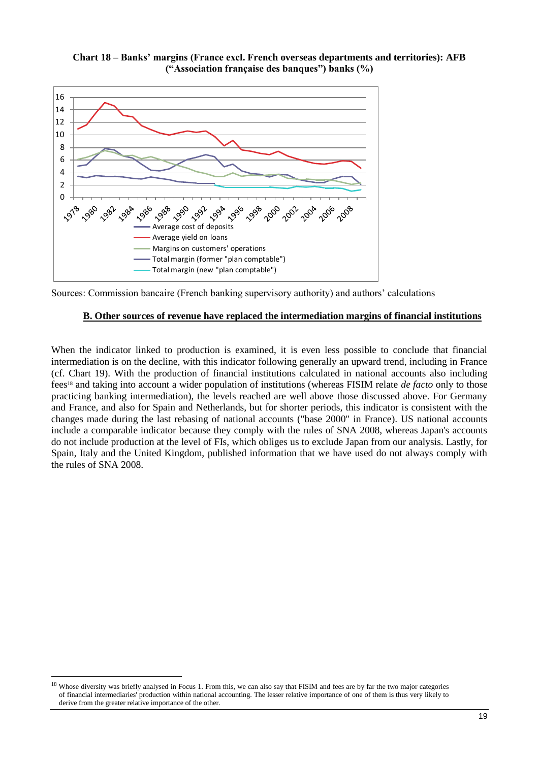**Chart 18 – Banks' margins (France excl. French overseas departments and territories): AFB ("Association française des banques") banks (%)**

Sources: Commission bancaire (French banking supervisory authority) and authors' calculations

**B. Other sources of revenue have replaced the intermediation margins of financial institutions**

When the indicator linked to production is examined, it is even less possible to conclude that financial intermediation is on the decline, with this indicator following generally an upward trend, including in France (cf. Chart 19). With the production of financial institutions calculated in national accounts also including fees[18] and taking into account a wider population of institutions (whereas FISIM relate *de facto* only to those practicing banking intermediation), the levels reached are well above those discussed above. For Germany and France, and also for Spain and Netherlands, but for shorter periods, this indicator is consistent with the changes made during the last rebasing of national accounts ("base 2000" in France). US national accounts include a comparable indicator because they comply with the rules of SNA 2008, whereas Japan's accounts do not include production at the level of FIs, which obliges us to exclude Japan from our analysis. Lastly, for Spain, Italy and the United Kingdom, published information that we have used do not always comply with the rules of SNA 2008.

[18] Whose diversity was briefly analysed in Focus 1. From this, we can also say that FISIM and fees are by far the two major categories of financial intermediaries' production within national accounting. The lesser relative importance of one of them is thus very likely to derive from the greater relative importance of the other.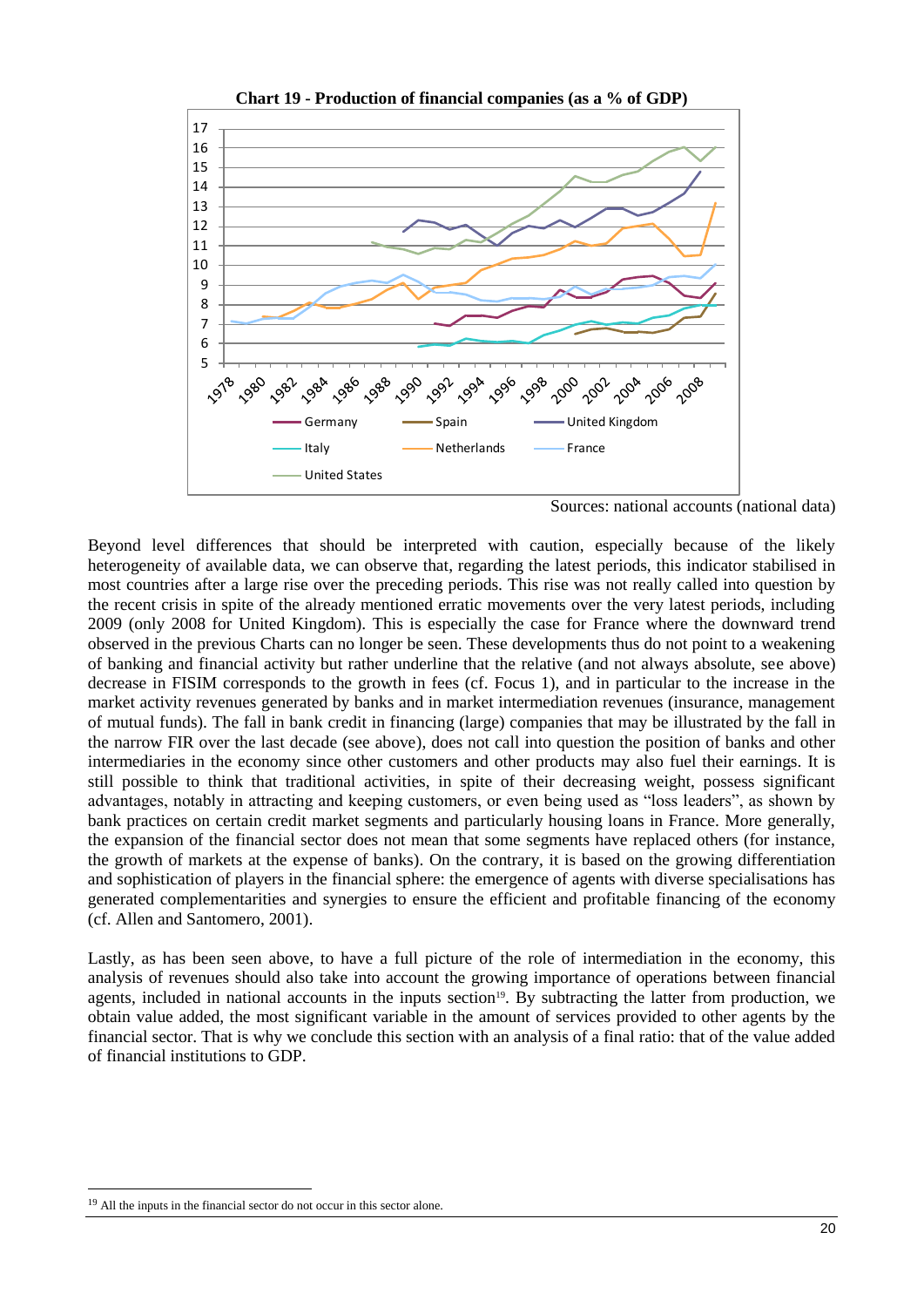**Chart 19 - Production of financial companies (as a % of GDP)**

Sources: national accounts (national data)

Beyond level differences that should be interpreted with caution, especially because of the likely heterogeneity of available data, we can observe that, regarding the latest periods, this indicator stabilised in most countries after a large rise over the preceding periods. This rise was not really called into question by the recent crisis in spite of the already mentioned erratic movements over the very latest periods, including 2009 (only 2008 for United Kingdom). This is especially the case for France where the downward trend observed in the previous Charts can no longer be seen. These developments thus do not point to a weakening of banking and financial activity but rather underline that the relative (and not always absolute, see above) decrease in FISIM corresponds to the growth in fees (cf. Focus 1), and in particular to the increase in the market activity revenues generated by banks and in market intermediation revenues (insurance, management of mutual funds). The fall in bank credit in financing (large) companies that may be illustrated by the fall in the narrow FIR over the last decade (see above), does not call into question the position of banks and other intermediaries in the economy since other customers and other products may also fuel their earnings. It is still possible to think that traditional activities, in spite of their decreasing weight, possess significant advantages, notably in attracting and keeping customers, or even being used as "loss leaders", as shown by bank practices on certain credit market segments and particularly housing loans in France. More generally, the expansion of the financial sector does not mean that some segments have replaced others (for instance, the growth of markets at the expense of banks). On the contrary, it is based on the growing differentiation and sophistication of players in the financial sphere: the emergence of agents with diverse specialisations has generated complementarities and synergies to ensure the efficient and profitable financing of the economy (cf. Allen and Santomero, 2001).

Lastly, as has been seen above, to have a full picture of the role of intermediation in the economy, this analysis of revenues should also take into account the growing importance of operations between financial agents, included in national accounts in the inputs section[19]. By subtracting the latter from production, we obtain value added, the most significant variable in the amount of services provided to other agents by the financial sector. That is why we conclude this section with an analysis of a final ratio: that of the value added of financial institutions to GDP.

[19] All the inputs in the financial sector do not occur in this sector alone.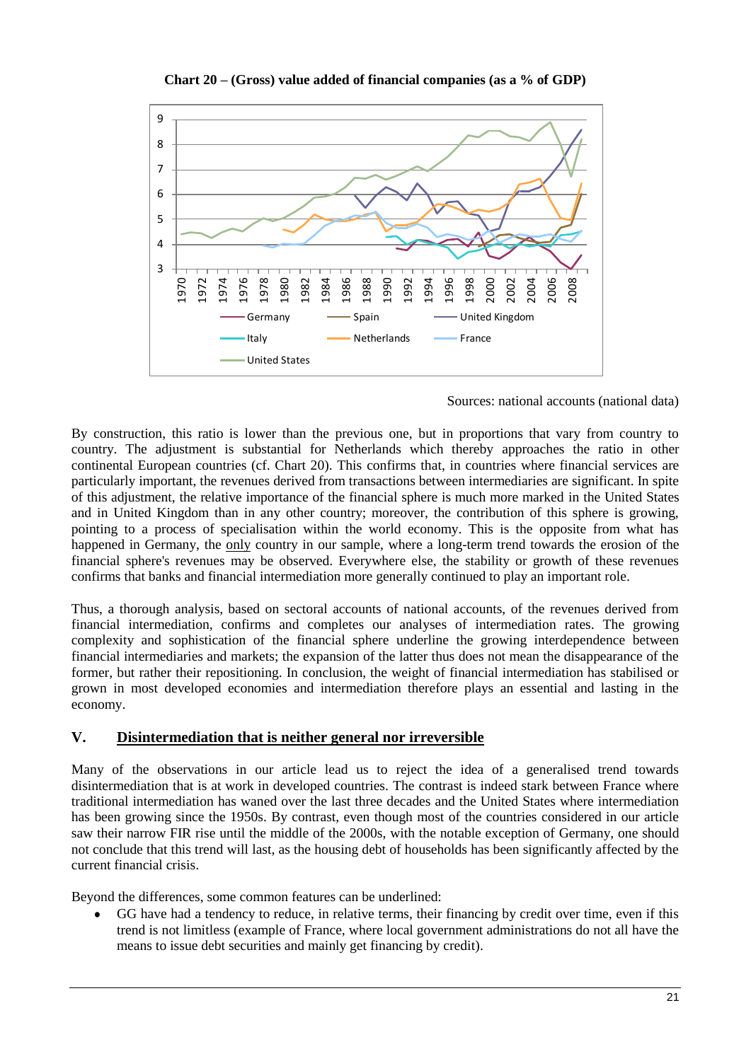**Chart 20 – (Gross) value added of financial companies (as a % of GDP)**

Sources: national accounts (national data)

By construction, this ratio is lower than the previous one, but in proportions that vary from country to country. The adjustment is substantial for Netherlands which thereby approaches the ratio in other continental European countries (cf. Chart 20). This confirms that, in countries where financial services are particularly important, the revenues derived from transactions between intermediaries are significant. In spite of this adjustment, the relative importance of the financial sphere is much more marked in the United States and in United Kingdom than in any other country; moreover, the contribution of this sphere is growing, pointing to a process of specialisation within the world economy. This is the opposite from what has happened in Germany, the only country in our sample, where a long-term trend towards the erosion of the financial sphere's revenues may be observed. Everywhere else, the stability or growth of these revenues confirms that banks and financial intermediation more generally continued to play an important role.

Thus, a thorough analysis, based on sectoral accounts of national accounts, of the revenues derived from financial intermediation, confirms and completes our analyses of intermediation rates. The growing complexity and sophistication of the financial sphere underline the growing interdependence between financial intermediaries and markets; the expansion of the latter thus does not mean the disappearance of the former, but rather their repositioning. In conclusion, the weight of financial intermediation has stabilised or grown in most developed economies and intermediation therefore plays an essential and lasting in the economy.

## V. Disintermediation that is neither general nor irreversible

Many of the observations in our article lead us to reject the idea of a generalised trend towards disintermediation that is at work in developed countries. The contrast is indeed stark between France where traditional intermediation has waned over the last three decades and the United States where intermediation has been growing since the 1950s. By contrast, even though most of the countries considered in our article saw their narrow FIR rise until the middle of the 2000s, with the notable exception of Germany, one should not conclude that this trend will last, as the housing debt of households has been significantly affected by the current financial crisis.

Beyond the differences, some common features can be underlined:

- GG have had a tendency to reduce, in relative terms, their financing by credit over time, even if this trend is not limitless (example of France, where local government administrations do not all have the means to issue debt securities and mainly get financing by credit).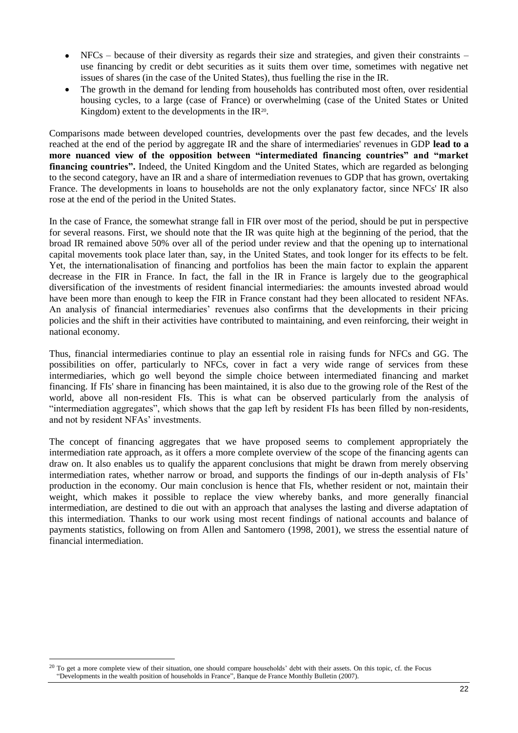- NFCs – because of their diversity as regards their size and strategies, and given their constraints – use financing by credit or debt securities as it suits them over time, sometimes with negative net issues of shares (in the case of the United States), thus fuelling the rise in the IR.
- The growth in the demand for lending from households has contributed most often, over residential housing cycles, to a large (case of France) or overwhelming (case of the United States or United Kingdom) extent to the developments in the IR[20].

Comparisons made between developed countries, developments over the past few decades, and the levels reached at the end of the period by aggregate IR and the share of intermediaries' revenues in GDP **lead to a more nuanced view of the opposition between "intermediated financing countries" and "market financing countries".** Indeed, the United Kingdom and the United States, which are regarded as belonging to the second category, have an IR and a share of intermediation revenues to GDP that has grown, overtaking France. The developments in loans to households are not the only explanatory factor, since NFCs' IR also rose at the end of the period in the United States.

In the case of France, the somewhat strange fall in FIR over most of the period, should be put in perspective for several reasons. First, we should note that the IR was quite high at the beginning of the period, that the broad IR remained above 50% over all of the period under review and that the opening up to international capital movements took place later than, say, in the United States, and took longer for its effects to be felt. Yet, the internationalisation of financing and portfolios has been the main factor to explain the apparent decrease in the FIR in France. In fact, the fall in the IR in France is largely due to the geographical diversification of the investments of resident financial intermediaries: the amounts invested abroad would have been more than enough to keep the FIR in France constant had they been allocated to resident NFAs. An analysis of financial intermediaries' revenues also confirms that the developments in their pricing policies and the shift in their activities have contributed to maintaining, and even reinforcing, their weight in national economy.

Thus, financial intermediaries continue to play an essential role in raising funds for NFCs and GG. The possibilities on offer, particularly to NFCs, cover in fact a very wide range of services from these intermediaries, which go well beyond the simple choice between intermediated financing and market financing. If FIs' share in financing has been maintained, it is also due to the growing role of the Rest of the world, above all non-resident FIs. This is what can be observed particularly from the analysis of "intermediation aggregates", which shows that the gap left by resident FIs has been filled by non-residents, and not by resident NFAs' investments.

The concept of financing aggregates that we have proposed seems to complement appropriately the intermediation rate approach, as it offers a more complete overview of the scope of the financing agents can draw on. It also enables us to qualify the apparent conclusions that might be drawn from merely observing intermediation rates, whether narrow or broad, and supports the findings of our in-depth analysis of FIs' production in the economy. Our main conclusion is hence that FIs, whether resident or not, maintain their weight, which makes it possible to replace the view whereby banks, and more generally financial intermediation, are destined to die out with an approach that analyses the lasting and diverse adaptation of this intermediation. Thanks to our work using most recent findings of national accounts and balance of payments statistics, following on from Allen and Santomero (1998, 2001), we stress the essential nature of financial intermediation.

[20] To get a more complete view of their situation, one should compare households' debt with their assets. On this topic, cf. the Focus "Developments in the wealth position of households in France", Banque de France Monthly Bulletin (2007).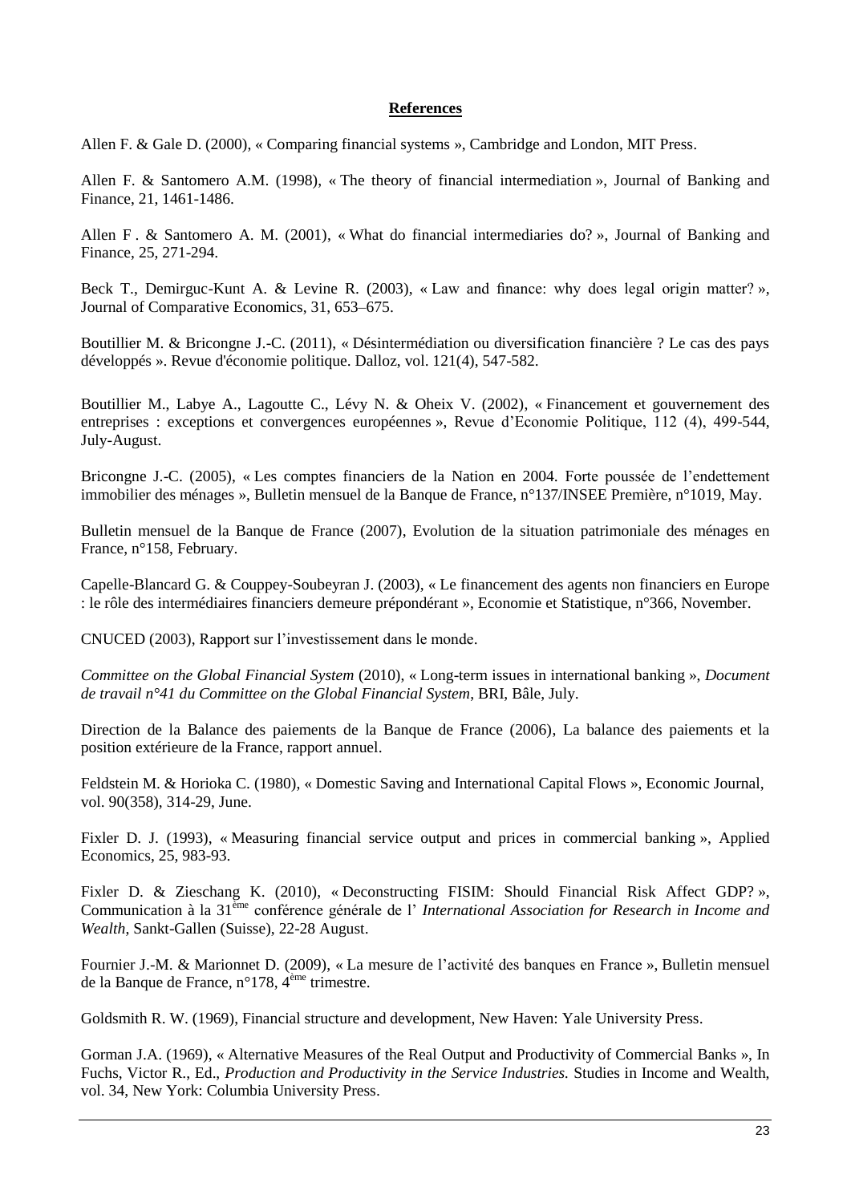**References**

Allen F. & Gale D. (2000), « Comparing financial systems », Cambridge and London, MIT Press.

Allen F. & Santomero A.M. (1998), « The theory of financial intermediation », Journal of Banking and Finance, 21, 1461-1486.

Allen F . & Santomero A. M. (2001), « What do financial intermediaries do? », Journal of Banking and Finance, 25, 271-294.

Beck T., Demirguc-Kunt A. & Levine R. (2003), « Law and finance: why does legal origin matter? », Journal of Comparative Economics, 31, 653–675.

Boutillier M. & Bricongne J.-C. (2011), « Désintermédiation ou diversification financière ? Le cas des pays développés ». Revue d'économie politique. Dalloz, vol. 121(4), 547-582.

Boutillier M., Labye A., Lagoutte C., Lévy N. & Oheix V. (2002), « Financement et gouvernement des entreprises : exceptions et convergences européennes », Revue d'Economie Politique, 112 (4), 499-544, July-August.

Bricongne J.-C. (2005), « Les comptes financiers de la Nation en 2004. Forte poussée de l'endettement immobilier des ménages », Bulletin mensuel de la Banque de France, n°137/INSEE Première, n°1019, May.

Bulletin mensuel de la Banque de France (2007), Evolution de la situation patrimoniale des ménages en France, n°158, February.

Capelle-Blancard G. & Couppey-Soubeyran J. (2003), « Le financement des agents non financiers en Europe : le rôle des intermédiaires financiers demeure prépondérant », Economie et Statistique, n°366, November.

CNUCED (2003), Rapport sur l'investissement dans le monde.

*Committee on the Global Financial System* (2010), « Long-term issues in international banking », *Document de travail n°41 du Committee on the Global Financial System*, BRI, Bâle, July.

Direction de la Balance des paiements de la Banque de France (2006), La balance des paiements et la position extérieure de la France, rapport annuel.

Feldstein M. & Horioka C. (1980), « Domestic Saving and International Capital Flows », Economic Journal, vol. 90(358), 314-29, June.

Fixler D. J. (1993), « Measuring financial service output and prices in commercial banking », Applied Economics, 25, 983-93.

Fixler D. & Zieschang K. (2010), « Deconstructing FISIM: Should Financial Risk Affect GDP? », Communication à la 31[ème] conférence générale de l' *International Association for Research in Income and Wealth*, Sankt-Gallen (Suisse), 22-28 August.

Fournier J.-M. & Marionnet D. (2009), « La mesure de l'activité des banques en France », Bulletin mensuel de la Banque de France, n°178, 4[ème] trimestre.

Goldsmith R. W. (1969), Financial structure and development, New Haven: Yale University Press.

Gorman J.A. (1969), « Alternative Measures of the Real Output and Productivity of Commercial Banks », In Fuchs, Victor R., Ed., *Production and Productivity in the Service Industries.* Studies in Income and Wealth, vol. 34, New York: Columbia University Press.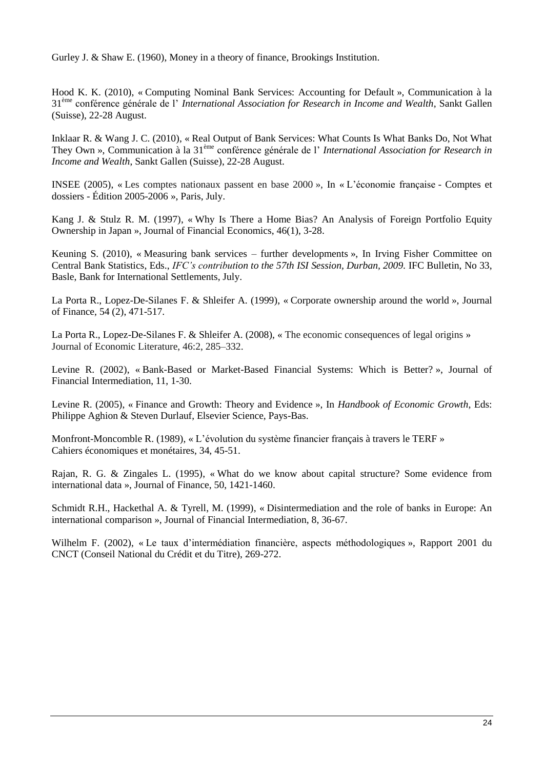Gurley J. & Shaw E. (1960), Money in a theory of finance, Brookings Institution.

Hood K. K. (2010), « Computing Nominal Bank Services: Accounting for Default », Communication à la 31[ème] conférence générale de l' *International Association for Research in Income and Wealth*, Sankt Gallen (Suisse), 22-28 August.

Inklaar R. & Wang J. C. (2010), « Real Output of Bank Services: What Counts Is What Banks Do, Not What They Own », Communication à la 31[ème] conférence générale de l' *International Association for Research in Income and Wealth*, Sankt Gallen (Suisse), 22-28 August.

INSEE (2005), « Les comptes nationaux passent en base 2000 », In « L'économie française - Comptes et dossiers - Édition 2005-2006 », Paris, July.

Kang J. & Stulz R. M. (1997), « Why Is There a Home Bias? An Analysis of Foreign Portfolio Equity Ownership in Japan », Journal of Financial Economics, 46(1), 3-28.

Keuning S. (2010), « Measuring bank services – further developments », In Irving Fisher Committee on Central Bank Statistics, Eds., *IFC's contribution to the 57th ISI Session, Durban, 2009.* IFC Bulletin, No 33, Basle, Bank for International Settlements, July.

La Porta R., Lopez-De-Silanes F. & Shleifer A. (1999), « Corporate ownership around the world », Journal of Finance, 54 (2), 471-517.

La Porta R., Lopez-De-Silanes F. & Shleifer A. (2008), « The economic consequences of legal origins » Journal of Economic Literature, 46:2, 285–332.

Levine R. (2002), « Bank-Based or Market-Based Financial Systems: Which is Better? », Journal of Financial Intermediation, 11, 1-30.

Levine R. (2005), « Finance and Growth: Theory and Evidence », In *Handbook of Economic Growth*, Eds: Philippe Aghion & Steven Durlauf, Elsevier Science, Pays-Bas.

Monfront-Moncomble R. (1989), « L'évolution du système financier français à travers le TERF » Cahiers économiques et monétaires, 34, 45-51.

Rajan, R. G. & Zingales L. (1995), « What do we know about capital structure? Some evidence from international data », Journal of Finance, 50, 1421-1460.

Schmidt R.H., Hackethal A. & Tyrell, M. (1999), « Disintermediation and the role of banks in Europe: An international comparison », Journal of Financial Intermediation, 8, 36-67.

Wilhelm F. (2002), « Le taux d'intermédiation financière, aspects méthodologiques », Rapport 2001 du CNCT (Conseil National du Crédit et du Titre), 269-272.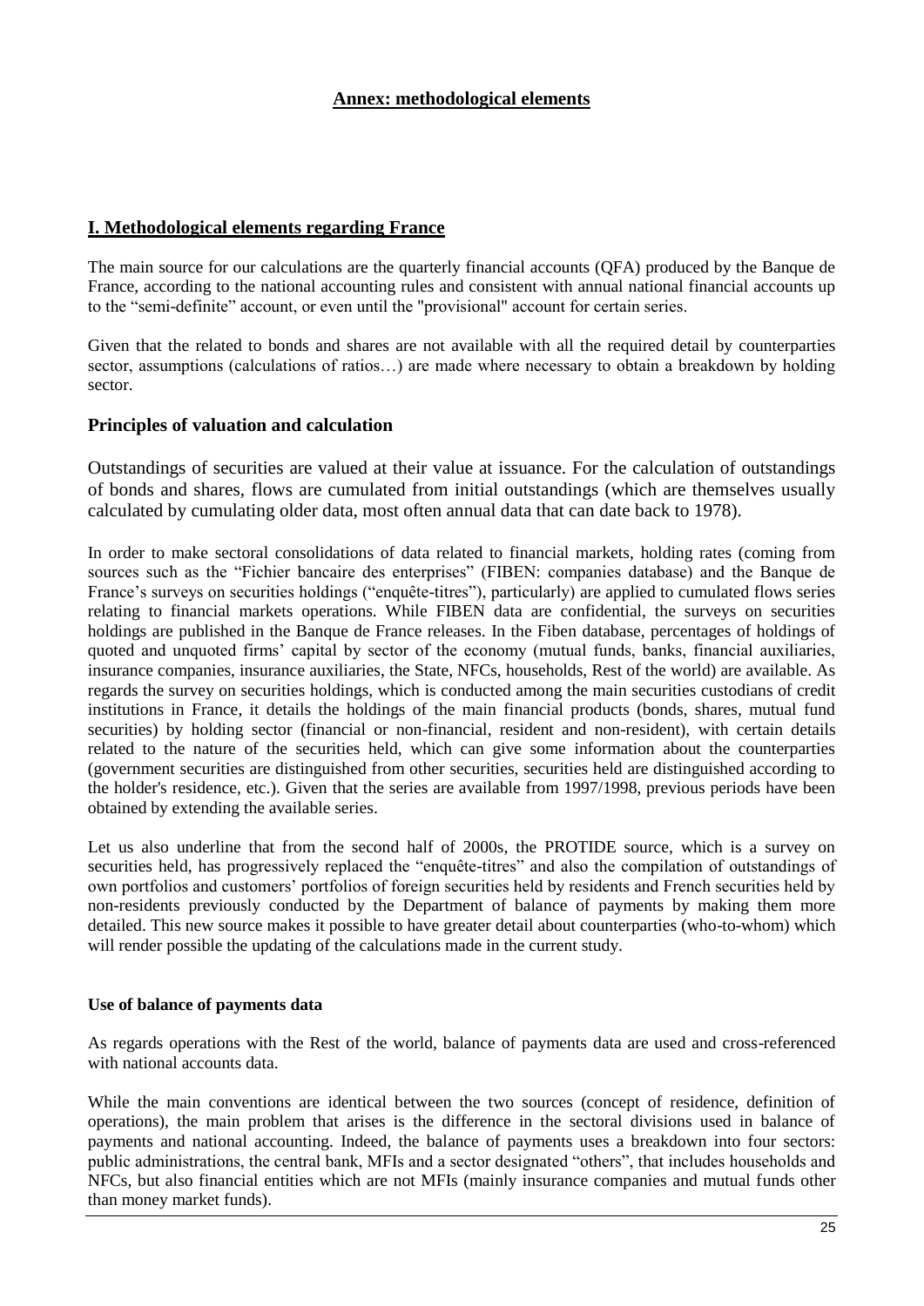## Annex: methodological elements

## I. Methodological elements regarding France

The main source for our calculations are the quarterly financial accounts (QFA) produced by the Banque de France, according to the national accounting rules and consistent with annual national financial accounts up to the "semi-definite" account, or even until the "provisional" account for certain series.

Given that the related to bonds and shares are not available with all the required detail by counterparties sector, assumptions (calculations of ratios…) are made where necessary to obtain a breakdown by holding sector.

### Principles of valuation and calculation

Outstandings of securities are valued at their value at issuance. For the calculation of outstandings of bonds and shares, flows are cumulated from initial outstandings (which are themselves usually calculated by cumulating older data, most often annual data that can date back to 1978).

In order to make sectoral consolidations of data related to financial markets, holding rates (coming from sources such as the "Fichier bancaire des enterprises" (FIBEN: companies database) and the Banque de France's surveys on securities holdings ("enquête-titres"), particularly) are applied to cumulated flows series relating to financial markets operations. While FIBEN data are confidential, the surveys on securities holdings are published in the Banque de France releases. In the Fiben database, percentages of holdings of quoted and unquoted firms' capital by sector of the economy (mutual funds, banks, financial auxiliaries, insurance companies, insurance auxiliaries, the State, NFCs, households, Rest of the world) are available. As regards the survey on securities holdings, which is conducted among the main securities custodians of credit institutions in France, it details the holdings of the main financial products (bonds, shares, mutual fund securities) by holding sector (financial or non-financial, resident and non-resident), with certain details related to the nature of the securities held, which can give some information about the counterparties (government securities are distinguished from other securities, securities held are distinguished according to the holder's residence, etc.). Given that the series are available from 1997/1998, previous periods have been obtained by extending the available series.

Let us also underline that from the second half of 2000s, the PROTIDE source, which is a survey on securities held, has progressively replaced the "enquête-titres" and also the compilation of outstandings of own portfolios and customers' portfolios of foreign securities held by residents and French securities held by non-residents previously conducted by the Department of balance of payments by making them more detailed. This new source makes it possible to have greater detail about counterparties (who-to-whom) which will render possible the updating of the calculations made in the current study.

#### Use of balance of payments data

As regards operations with the Rest of the world, balance of payments data are used and cross-referenced with national accounts data.

While the main conventions are identical between the two sources (concept of residence, definition of operations), the main problem that arises is the difference in the sectoral divisions used in balance of payments and national accounting. Indeed, the balance of payments uses a breakdown into four sectors: public administrations, the central bank, MFIs and a sector designated "others", that includes households and NFCs, but also financial entities which are not MFIs (mainly insurance companies and mutual funds other than money market funds).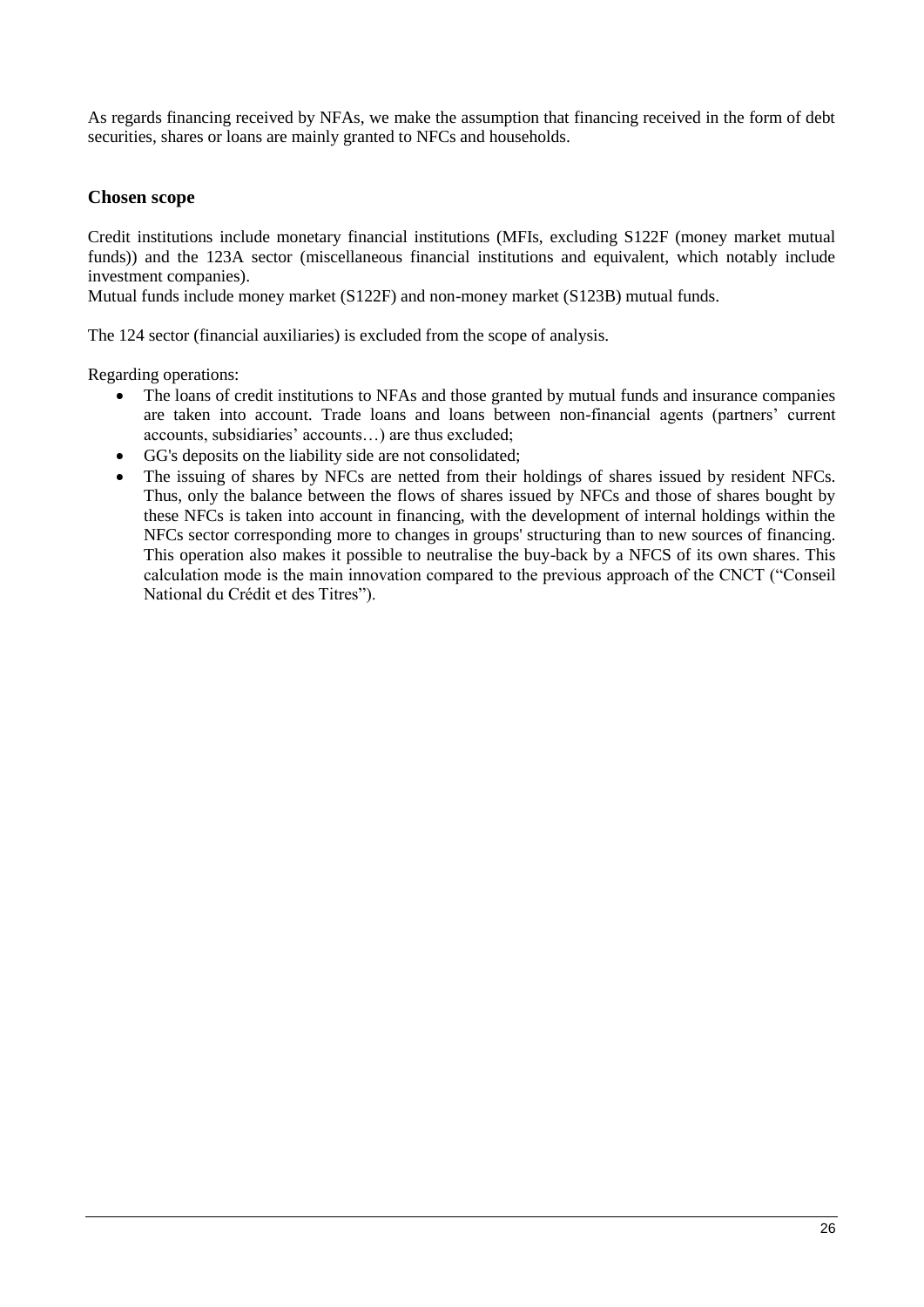As regards financing received by NFAs, we make the assumption that financing received in the form of debt securities, shares or loans are mainly granted to NFCs and households.

### Chosen scope

Credit institutions include monetary financial institutions (MFIs, excluding S122F (money market mutual funds)) and the 123A sector (miscellaneous financial institutions and equivalent, which notably include investment companies).

Mutual funds include money market (S122F) and non-money market (S123B) mutual funds.

The 124 sector (financial auxiliaries) is excluded from the scope of analysis.

Regarding operations:

- The loans of credit institutions to NFAs and those granted by mutual funds and insurance companies are taken into account. Trade loans and loans between non-financial agents (partners' current accounts, subsidiaries' accounts…) are thus excluded;
- GG's deposits on the liability side are not consolidated;
- The issuing of shares by NFCs are netted from their holdings of shares issued by resident NFCs. Thus, only the balance between the flows of shares issued by NFCs and those of shares bought by these NFCs is taken into account in financing, with the development of internal holdings within the NFCs sector corresponding more to changes in groups' structuring than to new sources of financing. This operation also makes it possible to neutralise the buy-back by a NFCS of its own shares. This calculation mode is the main innovation compared to the previous approach of the CNCT ("Conseil National du Crédit et des Titres").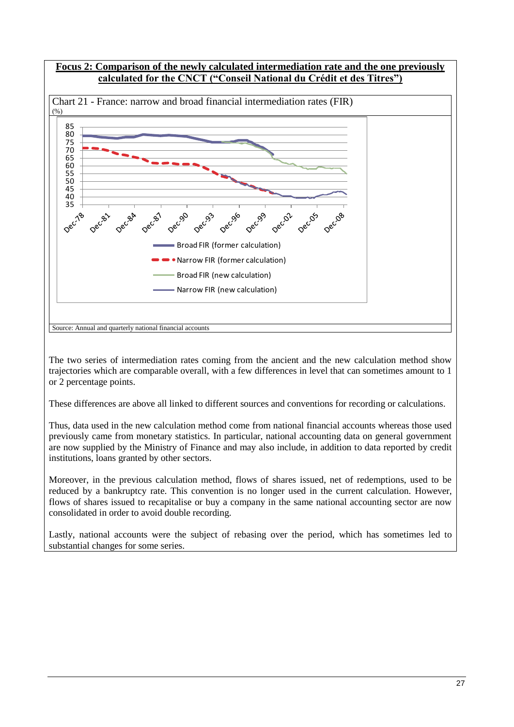**Focus 2: Comparison of the newly calculated intermediation rate and the one previously calculated for the CNCT (“Conseil National du Crédit et des Titres”)**

Chart 21 - France: narrow and broad financial intermediation rates (FIR)

(%)

Broad FIR (former calculation)

Narrow FIR (former calculation)

Broad FIR (new calculation)

Narrow FIR (new calculation)

Source: Annual and quarterly national financial accounts

The two series of intermediation rates coming from the ancient and the new calculation method show trajectories which are comparable overall, with a few differences in level that can sometimes amount to 1 or 2 percentage points.

These differences are above all linked to different sources and conventions for recording or calculations.

Thus, data used in the new calculation method come from national financial accounts whereas those used previously came from monetary statistics. In particular, national accounting data on general government are now supplied by the Ministry of Finance and may also include, in addition to data reported by credit institutions, loans granted by other sectors.

Moreover, in the previous calculation method, flows of shares issued, net of redemptions, used to be reduced by a bankruptcy rate. This convention is no longer used in the current calculation. However, flows of shares issued to recapitalise or buy a company in the same national accounting sector are now consolidated in order to avoid double recording.

Lastly, national accounts were the subject of rebasing over the period, which has sometimes led to substantial changes for some series.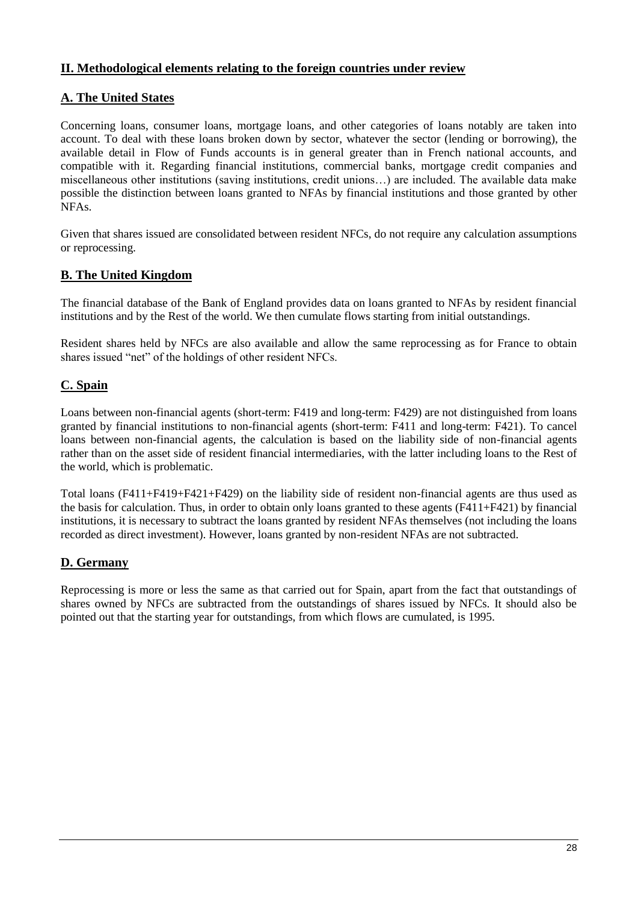## II. Methodological elements relating to the foreign countries under review

### A. The United States

Concerning loans, consumer loans, mortgage loans, and other categories of loans notably are taken into account. To deal with these loans broken down by sector, whatever the sector (lending or borrowing), the available detail in Flow of Funds accounts is in general greater than in French national accounts, and compatible with it. Regarding financial institutions, commercial banks, mortgage credit companies and miscellaneous other institutions (saving institutions, credit unions…) are included. The available data make possible the distinction between loans granted to NFAs by financial institutions and those granted by other NFAs.

Given that shares issued are consolidated between resident NFCs, do not require any calculation assumptions or reprocessing.

### B. The United Kingdom

The financial database of the Bank of England provides data on loans granted to NFAs by resident financial institutions and by the Rest of the world. We then cumulate flows starting from initial outstandings.

Resident shares held by NFCs are also available and allow the same reprocessing as for France to obtain shares issued "net" of the holdings of other resident NFCs.

### C. Spain

Loans between non-financial agents (short-term: F419 and long-term: F429) are not distinguished from loans granted by financial institutions to non-financial agents (short-term: F411 and long-term: F421). To cancel loans between non-financial agents, the calculation is based on the liability side of non-financial agents rather than on the asset side of resident financial intermediaries, with the latter including loans to the Rest of the world, which is problematic.

Total loans (F411+F419+F421+F429) on the liability side of resident non-financial agents are thus used as the basis for calculation. Thus, in order to obtain only loans granted to these agents (F411+F421) by financial institutions, it is necessary to subtract the loans granted by resident NFAs themselves (not including the loans recorded as direct investment). However, loans granted by non-resident NFAs are not subtracted.

### D. Germany

Reprocessing is more or less the same as that carried out for Spain, apart from the fact that outstandings of shares owned by NFCs are subtracted from the outstandings of shares issued by NFCs. It should also be pointed out that the starting year for outstandings, from which flows are cumulated, is 1995.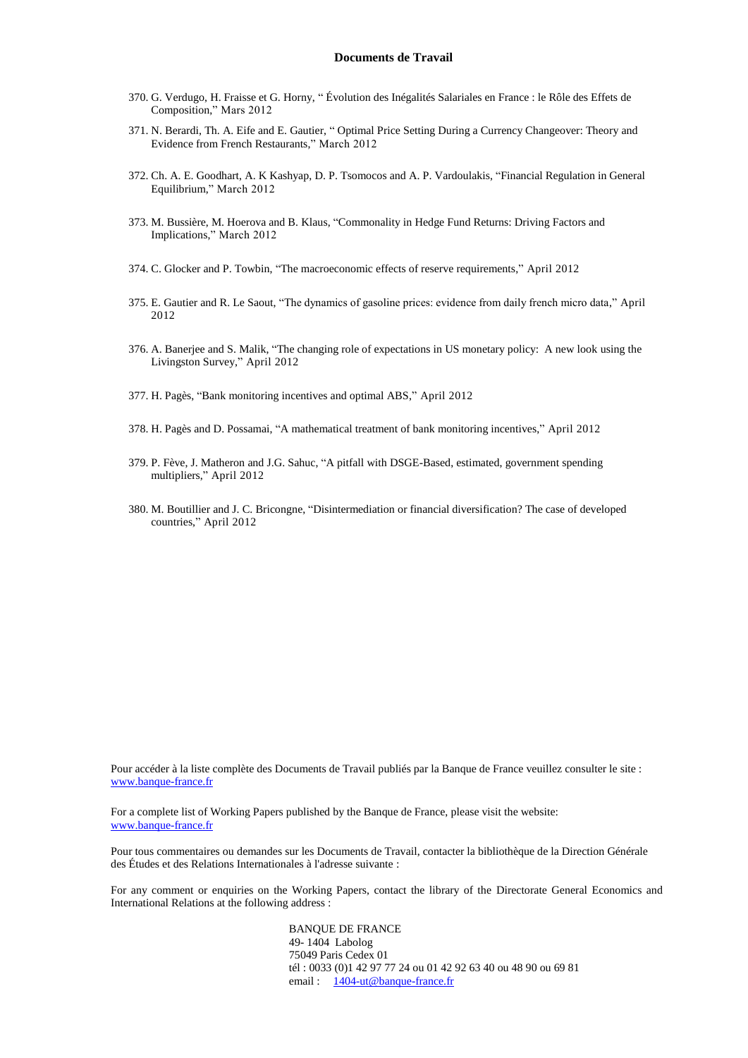# Documents de Travail

370. G. Verdugo, H. Fraisse et G. Horny, " Évolution des Inégalités Salariales en France : le Rôle des Effets de Composition," Mars 2012

371. N. Berardi, Th. A. Eife and E. Gautier, " Optimal Price Setting During a Currency Changeover: Theory and Evidence from French Restaurants," March 2012

372. Ch. A. E. Goodhart, A. K Kashyap, D. P. Tsomocos and A. P. Vardoulakis, "Financial Regulation in General Equilibrium," March 2012

373. M. Bussière, M. Hoerova and B. Klaus, "Commonality in Hedge Fund Returns: Driving Factors and Implications," March 2012

374. C. Glocker and P. Towbin, "The macroeconomic effects of reserve requirements," April 2012

375. E. Gautier and R. Le Saout, "The dynamics of gasoline prices: evidence from daily french micro data," April 2012

376. A. Banerjee and S. Malik, "The changing role of expectations in US monetary policy: A new look using the Livingston Survey," April 2012

377. H. Pagès, "Bank monitoring incentives and optimal ABS," April 2012

378. H. Pagès and D. Possamai, "A mathematical treatment of bank monitoring incentives," April 2012

379. P. Fève, J. Matheron and J.G. Sahuc, "A pitfall with DSGE-Based, estimated, government spending multipliers," April 2012

380. M. Boutillier and J. C. Bricongne, "Disintermediation or financial diversification? The case of developed countries," April 2012

Pour accéder à la liste complète des Documents de Travail publiés par la Banque de France veuillez consulter le site : www.banque-france.fr

For a complete list of Working Papers published by the Banque de France, please visit the website: www.banque-france.fr

Pour tous commentaires ou demandes sur les Documents de Travail, contacter la bibliothèque de la Direction Générale des Études et des Relations Internationales à l'adresse suivante :

For any comment or enquiries on the Working Papers, contact the library of the Directorate General Economics and International Relations at the following address :

BANQUE DE FRANCE
49- 1404 Labolog
75049 Paris Cedex 01
tél : 0033 (0)1 42 97 77 24 ou 01 42 92 63 40 ou 48 90 ou 69 81
email : 1404-ut@banque-france.fr